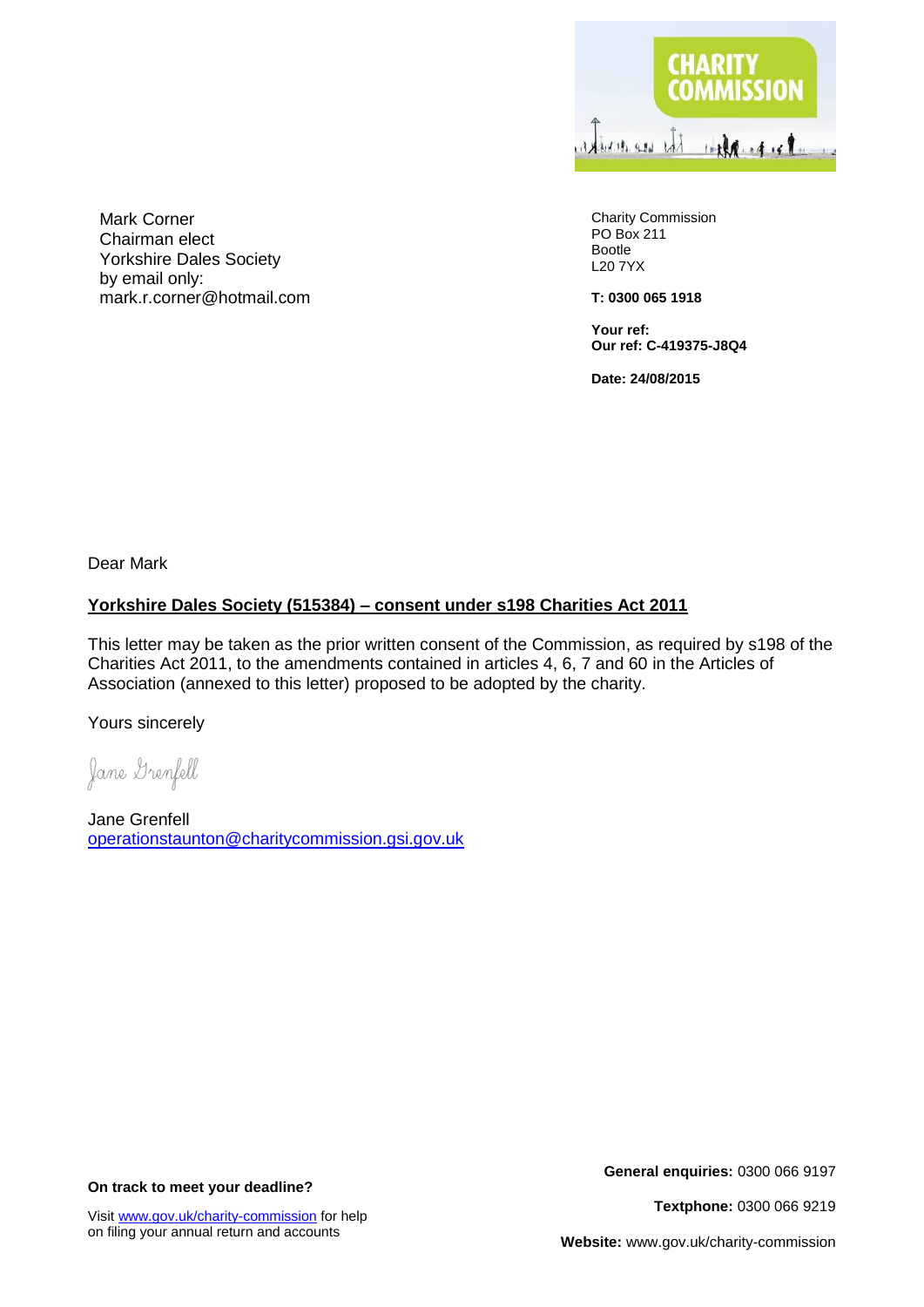CHARITY COMMISSION

Mark Corner
Chairman elect
Yorkshire Dales Society
by email only:
mark.r.corner@hotmail.com

Charity Commission
PO Box 211
Bootle
L20 7YX

**T: 0300 065 1918**

**Your ref:**
**Our ref: C-419375-J8Q4**

**Date: 24/08/2015**

Dear Mark

**Yorkshire Dales Society (515384) – consent under s198 Charities Act 2011**

This letter may be taken as the prior written consent of the Commission, as required by s198 of the Charities Act 2011, to the amendments contained in articles 4, 6, 7 and 60 in the Articles of Association (annexed to this letter) proposed to be adopted by the charity.

Yours sincerely

*Jane Grenfell*

Jane Grenfell
operationstaunton@charitycommission.gsi.gov.uk

**On track to meet your deadline?**

Visit www.gov.uk/charity-commission for help on filing your annual return and accounts

**General enquiries:** 0300 066 9197

**Textphone:** 0300 066 9219

**Website:** www.gov.uk/charity-commission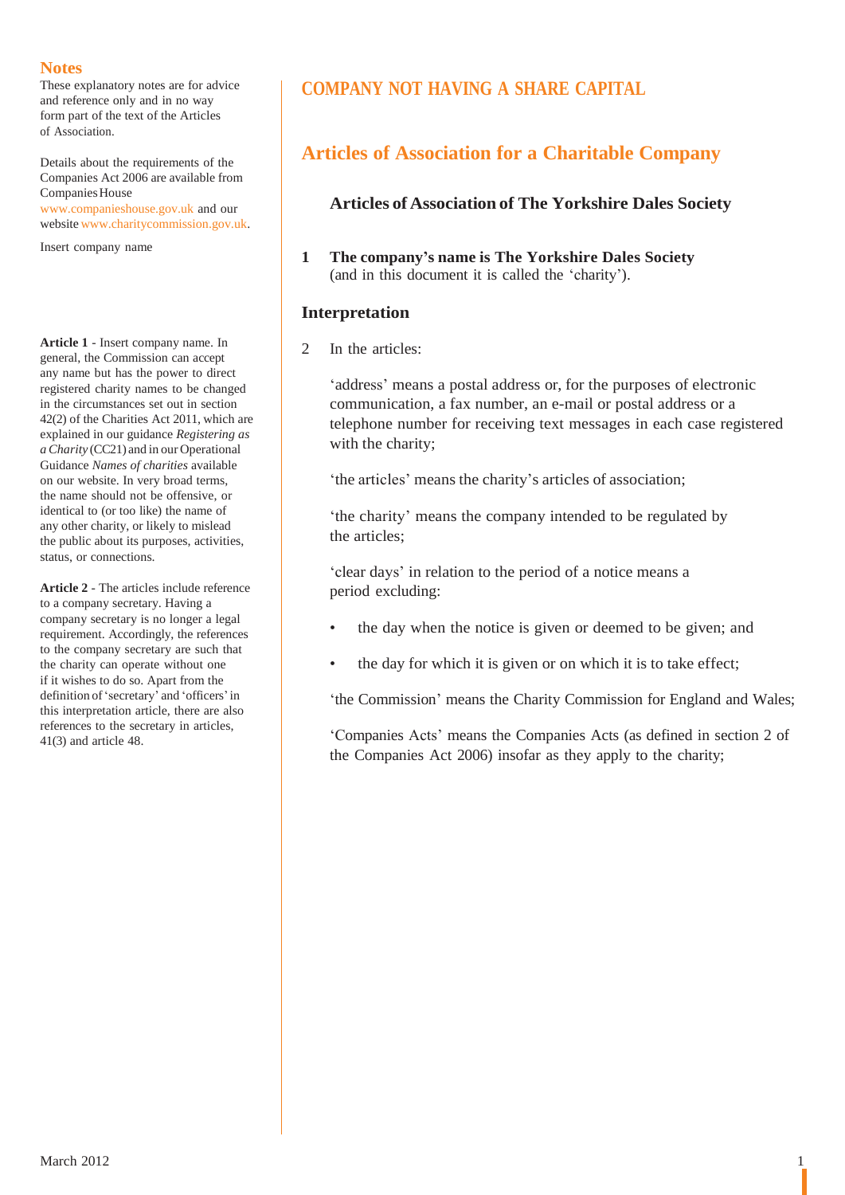## Notes

These explanatory notes are for advice and reference only and in no way form part of the text of the Articles of Association.

Details about the requirements of the Companies Act 2006 are available from Companies House www.companieshouse.gov.uk and our website www.charitycommission.gov.uk.

Insert company name

**Article 1** - Insert company name. In general, the Commission can accept any name but has the power to direct registered charity names to be changed in the circumstances set out in section 42(2) of the Charities Act 2011, which are explained in our guidance *Registering as a Charity* (CC21) and in our Operational Guidance *Names of charities* available on our website. In very broad terms, the name should not be offensive, or identical to (or too like) the name of any other charity, or likely to mislead the public about its purposes, activities, status, or connections.

**Article 2** - The articles include reference to a company secretary. Having a company secretary is no longer a legal requirement. Accordingly, the references to the company secretary are such that the charity can operate without one if it wishes to do so. Apart from the definition of 'secretary' and 'officers' in this interpretation article, there are also references to the secretary in articles, 41(3) and article 48.

# COMPANY NOT HAVING A SHARE CAPITAL

# Articles of Association for a Charitable Company

### Articles of Association of The Yorkshire Dales Society

**1 The company's name is The Yorkshire Dales Society** (and in this document it is called the 'charity').

## Interpretation

2 In the articles:

'address' means a postal address or, for the purposes of electronic communication, a fax number, an e-mail or postal address or a telephone number for receiving text messages in each case registered with the charity;

'the articles' means the charity's articles of association;

'the charity' means the company intended to be regulated by the articles;

'clear days' in relation to the period of a notice means a period excluding:

- the day when the notice is given or deemed to be given; and
- the day for which it is given or on which it is to take effect;

'the Commission' means the Charity Commission for England and Wales;

'Companies Acts' means the Companies Acts (as defined in section 2 of the Companies Act 2006) insofar as they apply to the charity;

March 2012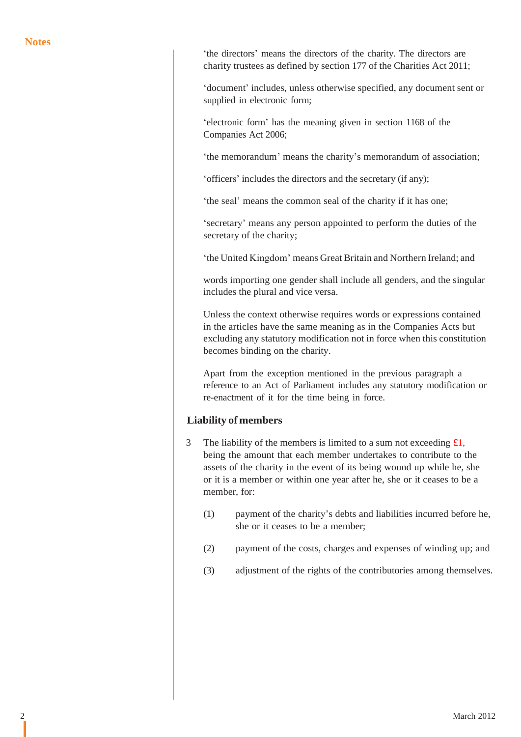**Notes**

'the directors' means the directors of the charity. The directors are charity trustees as defined by section 177 of the Charities Act 2011;

'document' includes, unless otherwise specified, any document sent or supplied in electronic form;

'electronic form' has the meaning given in section 1168 of the Companies Act 2006;

'the memorandum' means the charity's memorandum of association;

'officers' includes the directors and the secretary (if any);

'the seal' means the common seal of the charity if it has one;

'secretary' means any person appointed to perform the duties of the secretary of the charity;

'the United Kingdom' means Great Britain and Northern Ireland; and

words importing one gender shall include all genders, and the singular includes the plural and vice versa.

Unless the context otherwise requires words or expressions contained in the articles have the same meaning as in the Companies Acts but excluding any statutory modification not in force when this constitution becomes binding on the charity.

Apart from the exception mentioned in the previous paragraph a reference to an Act of Parliament includes any statutory modification or re-enactment of it for the time being in force.

## Liability of members

3 The liability of the members is limited to a sum not exceeding £1, being the amount that each member undertakes to contribute to the assets of the charity in the event of its being wound up while he, she or it is a member or within one year after he, she or it ceases to be a member, for:

(1) payment of the charity's debts and liabilities incurred before he, she or it ceases to be a member;

(2) payment of the costs, charges and expenses of winding up; and

(3) adjustment of the rights of the contributories among themselves.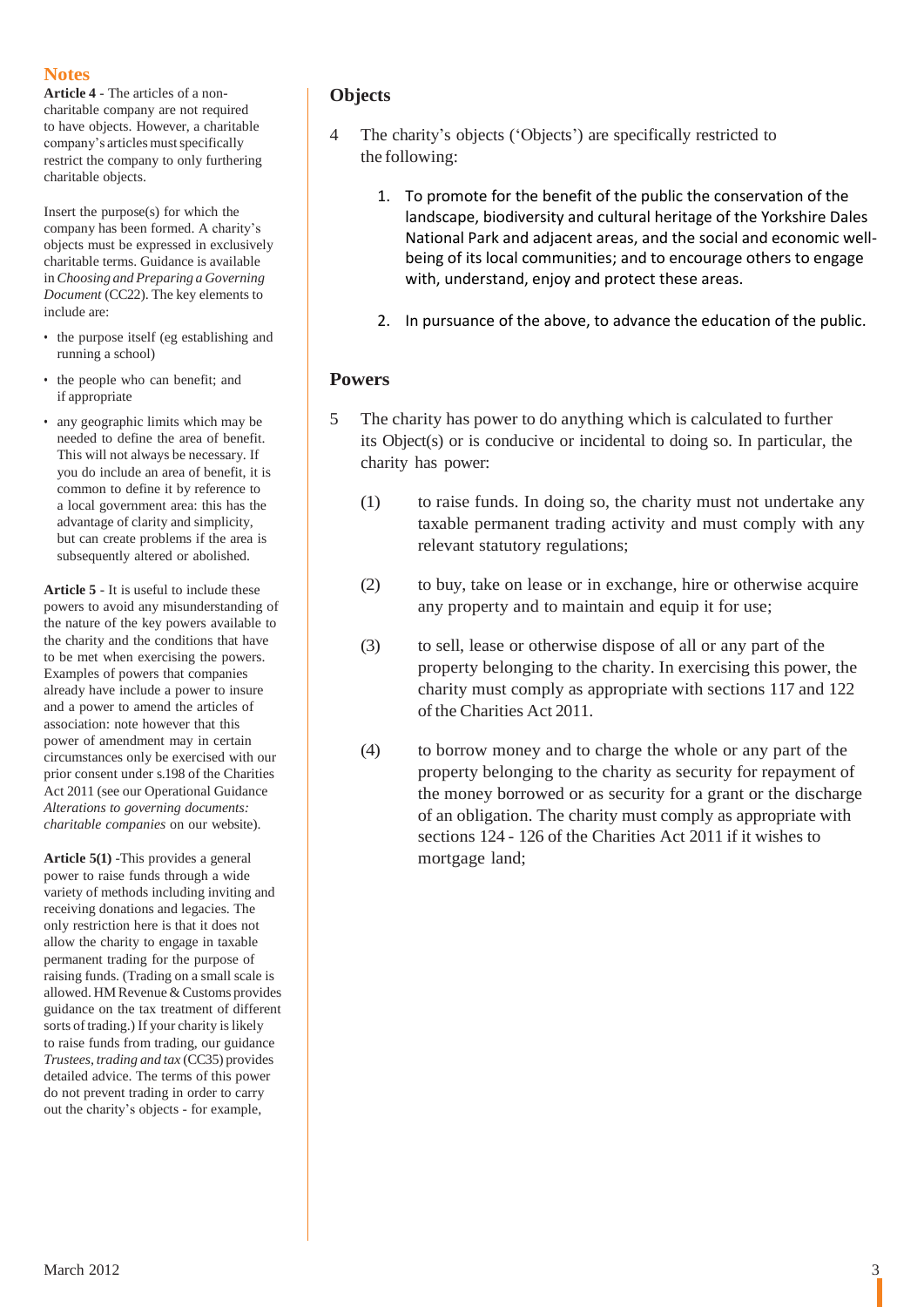## Notes

**Article 4** - The articles of a non-charitable company are not required to have objects. However, a charitable company's articles must specifically restrict the company to only furthering charitable objects.

Insert the purpose(s) for which the company has been formed. A charity's objects must be expressed in exclusively charitable terms. Guidance is available in *Choosing and Preparing a Governing Document* (CC22). The key elements to include are:

- the purpose itself (eg establishing and running a school)
- the people who can benefit; and if appropriate
- any geographic limits which may be needed to define the area of benefit. This will not always be necessary. If you do include an area of benefit, it is common to define it by reference to a local government area: this has the advantage of clarity and simplicity, but can create problems if the area is subsequently altered or abolished.

**Article 5** - It is useful to include these powers to avoid any misunderstanding of the nature of the key powers available to the charity and the conditions that have to be met when exercising the powers. Examples of powers that companies already have include a power to insure and a power to amend the articles of association: note however that this power of amendment may in certain circumstances only be exercised with our prior consent under s.198 of the Charities Act 2011 (see our Operational Guidance *Alterations to governing documents: charitable companies* on our website).

**Article 5(1)** -This provides a general power to raise funds through a wide variety of methods including inviting and receiving donations and legacies. The only restriction here is that it does not allow the charity to engage in taxable permanent trading for the purpose of raising funds. (Trading on a small scale is allowed. HM Revenue & Customs provides guidance on the tax treatment of different sorts of trading.) If your charity is likely to raise funds from trading, our guidance *Trustees, trading and tax* (CC35) provides detailed advice. The terms of this power do not prevent trading in order to carry out the charity's objects - for example,

## Objects

4 The charity's objects ('Objects') are specifically restricted to the following:

1. To promote for the benefit of the public the conservation of the landscape, biodiversity and cultural heritage of the Yorkshire Dales National Park and adjacent areas, and the social and economic well-being of its local communities; and to encourage others to engage with, understand, enjoy and protect these areas.

2. In pursuance of the above, to advance the education of the public.

## Powers

5 The charity has power to do anything which is calculated to further its Object(s) or is conducive or incidental to doing so. In particular, the charity has power:

(1) to raise funds. In doing so, the charity must not undertake any taxable permanent trading activity and must comply with any relevant statutory regulations;

(2) to buy, take on lease or in exchange, hire or otherwise acquire any property and to maintain and equip it for use;

(3) to sell, lease or otherwise dispose of all or any part of the property belonging to the charity. In exercising this power, the charity must comply as appropriate with sections 117 and 122 of the Charities Act 2011.

(4) to borrow money and to charge the whole or any part of the property belonging to the charity as security for repayment of the money borrowed or as security for a grant or the discharge of an obligation. The charity must comply as appropriate with sections 124 - 126 of the Charities Act 2011 if it wishes to mortgage land;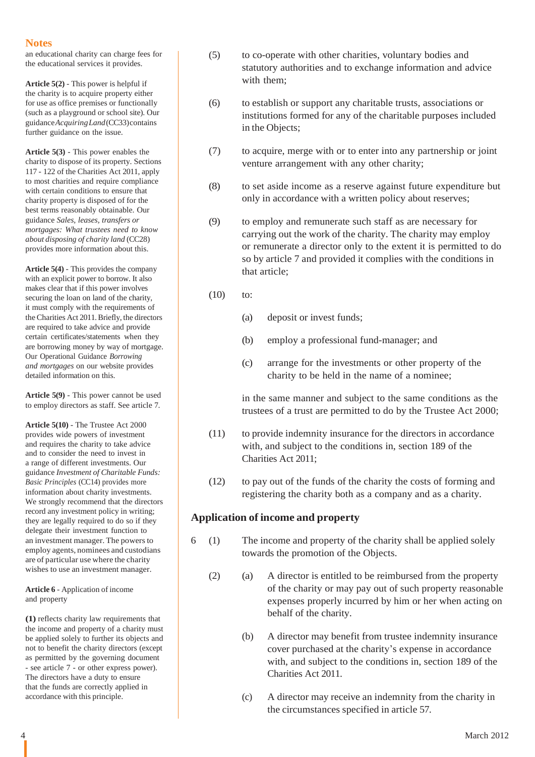## Notes

an educational charity can charge fees for the educational services it provides.

**Article 5(2)** - This power is helpful if the charity is to acquire property either for use as office premises or functionally (such as a playground or school site). Our guidance *Acquiring Land* (CC33) contains further guidance on the issue.

**Article 5(3)** - This power enables the charity to dispose of its property. Sections 117 - 122 of the Charities Act 2011, apply to most charities and require compliance with certain conditions to ensure that charity property is disposed of for the best terms reasonably obtainable. Our guidance *Sales, leases, transfers or mortgages: What trustees need to know about disposing of charity land* (CC28) provides more information about this.

**Article 5(4)** - This provides the company with an explicit power to borrow. It also makes clear that if this power involves securing the loan on land of the charity, it must comply with the requirements of the Charities Act 2011. Briefly, the directors are required to take advice and provide certain certificates/statements when they are borrowing money by way of mortgage. Our Operational Guidance *Borrowing and mortgages* on our website provides detailed information on this.

**Article 5(9)** - This power cannot be used to employ directors as staff. See article 7.

**Article 5(10)** - The Trustee Act 2000 provides wide powers of investment and requires the charity to take advice and to consider the need to invest in a range of different investments. Our guidance *Investment of Charitable Funds: Basic Principles* (CC14) provides more information about charity investments. We strongly recommend that the directors record any investment policy in writing; they are legally required to do so if they delegate their investment function to an investment manager. The powers to employ agents, nominees and custodians are of particular use where the charity wishes to use an investment manager.

**Article 6** - Application of income and property

**(1)** reflects charity law requirements that the income and property of a charity must be applied solely to further its objects and not to benefit the charity directors (except as permitted by the governing document - see article 7 - or other express power). The directors have a duty to ensure that the funds are correctly applied in accordance with this principle.

---

(5) to co-operate with other charities, voluntary bodies and statutory authorities and to exchange information and advice with them;

(6) to establish or support any charitable trusts, associations or institutions formed for any of the charitable purposes included in the Objects;

(7) to acquire, merge with or to enter into any partnership or joint venture arrangement with any other charity;

(8) to set aside income as a reserve against future expenditure but only in accordance with a written policy about reserves;

(9) to employ and remunerate such staff as are necessary for carrying out the work of the charity. The charity may employ or remunerate a director only to the extent it is permitted to do so by article 7 and provided it complies with the conditions in that article;

(10) to:

   (a) deposit or invest funds;

   (b) employ a professional fund-manager; and

   (c) arrange for the investments or other property of the charity to be held in the name of a nominee;

   in the same manner and subject to the same conditions as the trustees of a trust are permitted to do by the Trustee Act 2000;

(11) to provide indemnity insurance for the directors in accordance with, and subject to the conditions in, section 189 of the Charities Act 2011;

(12) to pay out of the funds of the charity the costs of forming and registering the charity both as a company and as a charity.

### Application of income and property

6 (1) The income and property of the charity shall be applied solely towards the promotion of the Objects.

(2) (a) A director is entitled to be reimbursed from the property of the charity or may pay out of such property reasonable expenses properly incurred by him or her when acting on behalf of the charity.

   (b) A director may benefit from trustee indemnity insurance cover purchased at the charity's expense in accordance with, and subject to the conditions in, section 189 of the Charities Act 2011.

   (c) A director may receive an indemnity from the charity in the circumstances specified in article 57.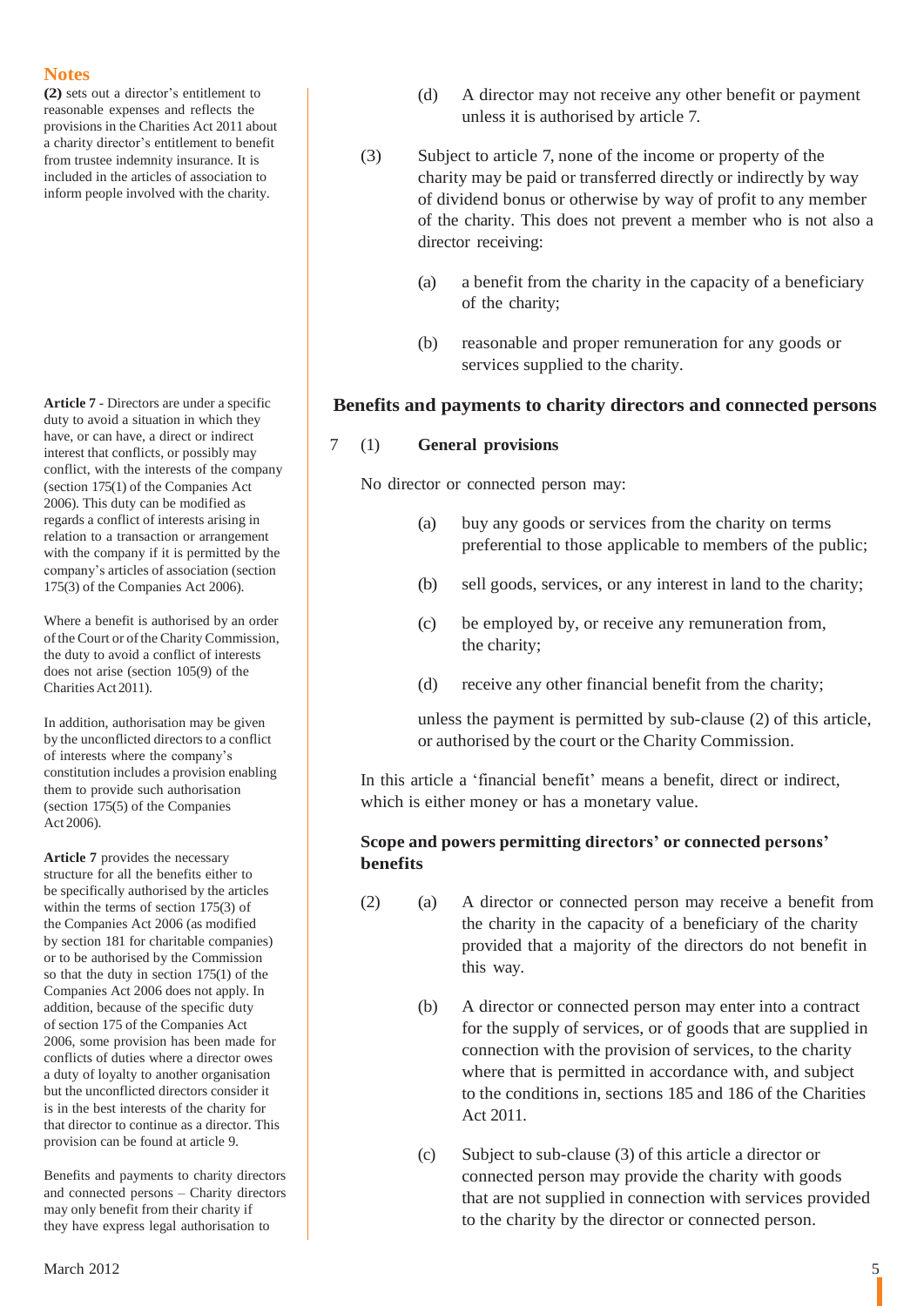## Notes

**(2)** sets out a director's entitlement to reasonable expenses and reflects the provisions in the Charities Act 2011 about a charity director's entitlement to benefit from trustee indemnity insurance. It is included in the articles of association to inform people involved with the charity.

**Article 7** - Directors are under a specific duty to avoid a situation in which they have, or can have, a direct or indirect interest that conflicts, or possibly may conflict, with the interests of the company (section 175(1) of the Companies Act 2006). This duty can be modified as regards a conflict of interests arising in relation to a transaction or arrangement with the company if it is permitted by the company's articles of association (section 175(3) of the Companies Act 2006).

Where a benefit is authorised by an order of the Court or of the Charity Commission, the duty to avoid a conflict of interests does not arise (section 105(9) of the Charities Act 2011).

In addition, authorisation may be given by the unconflicted directors to a conflict of interests where the company's constitution includes a provision enabling them to provide such authorisation (section 175(5) of the Companies Act 2006).

**Article 7** provides the necessary structure for all the benefits either to be specifically authorised by the articles within the terms of section 175(3) of the Companies Act 2006 (as modified by section 181 for charitable companies) or to be authorised by the Commission so that the duty in section 175(1) of the Companies Act 2006 does not apply. In addition, because of the specific duty of section 175 of the Companies Act 2006, some provision has been made for conflicts of duties where a director owes a duty of loyalty to another organisation but the unconflicted directors consider it is in the best interests of the charity for that director to continue as a director. This provision can be found at article 9.

Benefits and payments to charity directors and connected persons – Charity directors may only benefit from their charity if they have express legal authorisation to

---

(d) A director may not receive any other benefit or payment unless it is authorised by article 7.

(3) Subject to article 7, none of the income or property of the charity may be paid or transferred directly or indirectly by way of dividend bonus or otherwise by way of profit to any member of the charity. This does not prevent a member who is not also a director receiving:

(a) a benefit from the charity in the capacity of a beneficiary of the charity;

(b) reasonable and proper remuneration for any goods or services supplied to the charity.

### Benefits and payments to charity directors and connected persons

7 (1) **General provisions**

No director or connected person may:

(a) buy any goods or services from the charity on terms preferential to those applicable to members of the public;

(b) sell goods, services, or any interest in land to the charity;

(c) be employed by, or receive any remuneration from, the charity;

(d) receive any other financial benefit from the charity;

unless the payment is permitted by sub-clause (2) of this article, or authorised by the court or the Charity Commission.

In this article a 'financial benefit' means a benefit, direct or indirect, which is either money or has a monetary value.

**Scope and powers permitting directors' or connected persons' benefits**

(2) (a) A director or connected person may receive a benefit from the charity in the capacity of a beneficiary of the charity provided that a majority of the directors do not benefit in this way.

(b) A director or connected person may enter into a contract for the supply of services, or of goods that are supplied in connection with the provision of services, to the charity where that is permitted in accordance with, and subject to the conditions in, sections 185 and 186 of the Charities Act 2011.

(c) Subject to sub-clause (3) of this article a director or connected person may provide the charity with goods that are not supplied in connection with services provided to the charity by the director or connected person.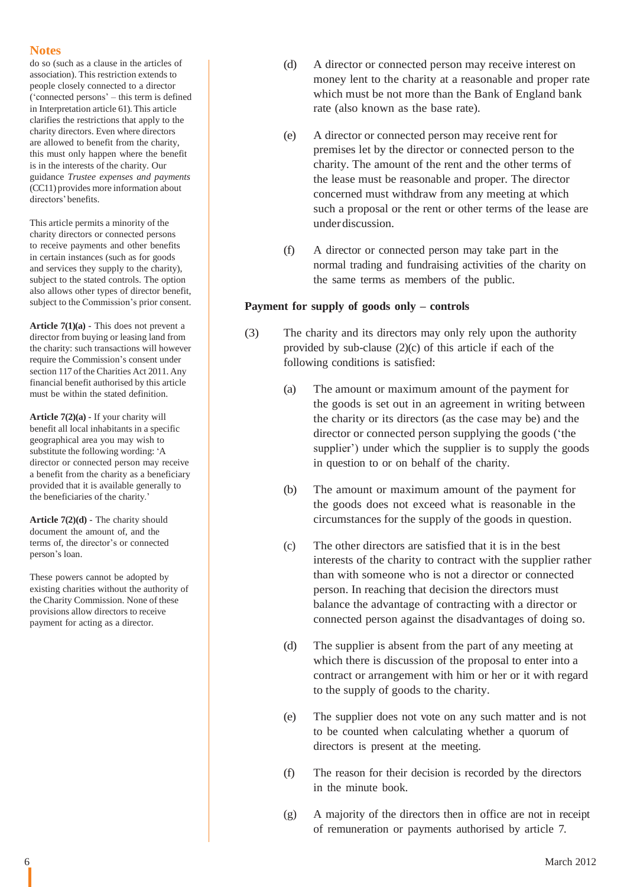## Notes

do so (such as a clause in the articles of association). This restriction extends to people closely connected to a director ('connected persons' – this term is defined in Interpretation article 61). This article clarifies the restrictions that apply to the charity directors. Even where directors are allowed to benefit from the charity, this must only happen where the benefit is in the interests of the charity. Our guidance *Trustee expenses and payments* (CC11) provides more information about directors' benefits.

This article permits a minority of the charity directors or connected persons to receive payments and other benefits in certain instances (such as for goods and services they supply to the charity), subject to the stated controls. The option also allows other types of director benefit, subject to the Commission's prior consent.

**Article 7(1)(a)** - This does not prevent a director from buying or leasing land from the charity: such transactions will however require the Commission's consent under section 117 of the Charities Act 2011. Any financial benefit authorised by this article must be within the stated definition.

**Article 7(2)(a)** - If your charity will benefit all local inhabitants in a specific geographical area you may wish to substitute the following wording: 'A director or connected person may receive a benefit from the charity as a beneficiary provided that it is available generally to the beneficiaries of the charity.'

**Article 7(2)(d)** - The charity should document the amount of, and the terms of, the director's or connected person's loan.

These powers cannot be adopted by existing charities without the authority of the Charity Commission. None of these provisions allow directors to receive payment for acting as a director.

---

(d) A director or connected person may receive interest on money lent to the charity at a reasonable and proper rate which must be not more than the Bank of England bank rate (also known as the base rate).

(e) A director or connected person may receive rent for premises let by the director or connected person to the charity. The amount of the rent and the other terms of the lease must be reasonable and proper. The director concerned must withdraw from any meeting at which such a proposal or the rent or other terms of the lease are under discussion.

(f) A director or connected person may take part in the normal trading and fundraising activities of the charity on the same terms as members of the public.

**Payment for supply of goods only – controls**

(3) The charity and its directors may only rely upon the authority provided by sub-clause (2)(c) of this article if each of the following conditions is satisfied:

(a) The amount or maximum amount of the payment for the goods is set out in an agreement in writing between the charity or its directors (as the case may be) and the director or connected person supplying the goods ('the supplier') under which the supplier is to supply the goods in question to or on behalf of the charity.

(b) The amount or maximum amount of the payment for the goods does not exceed what is reasonable in the circumstances for the supply of the goods in question.

(c) The other directors are satisfied that it is in the best interests of the charity to contract with the supplier rather than with someone who is not a director or connected person. In reaching that decision the directors must balance the advantage of contracting with a director or connected person against the disadvantages of doing so.

(d) The supplier is absent from the part of any meeting at which there is discussion of the proposal to enter into a contract or arrangement with him or her or it with regard to the supply of goods to the charity.

(e) The supplier does not vote on any such matter and is not to be counted when calculating whether a quorum of directors is present at the meeting.

(f) The reason for their decision is recorded by the directors in the minute book.

(g) A majority of the directors then in office are not in receipt of remuneration or payments authorised by article 7.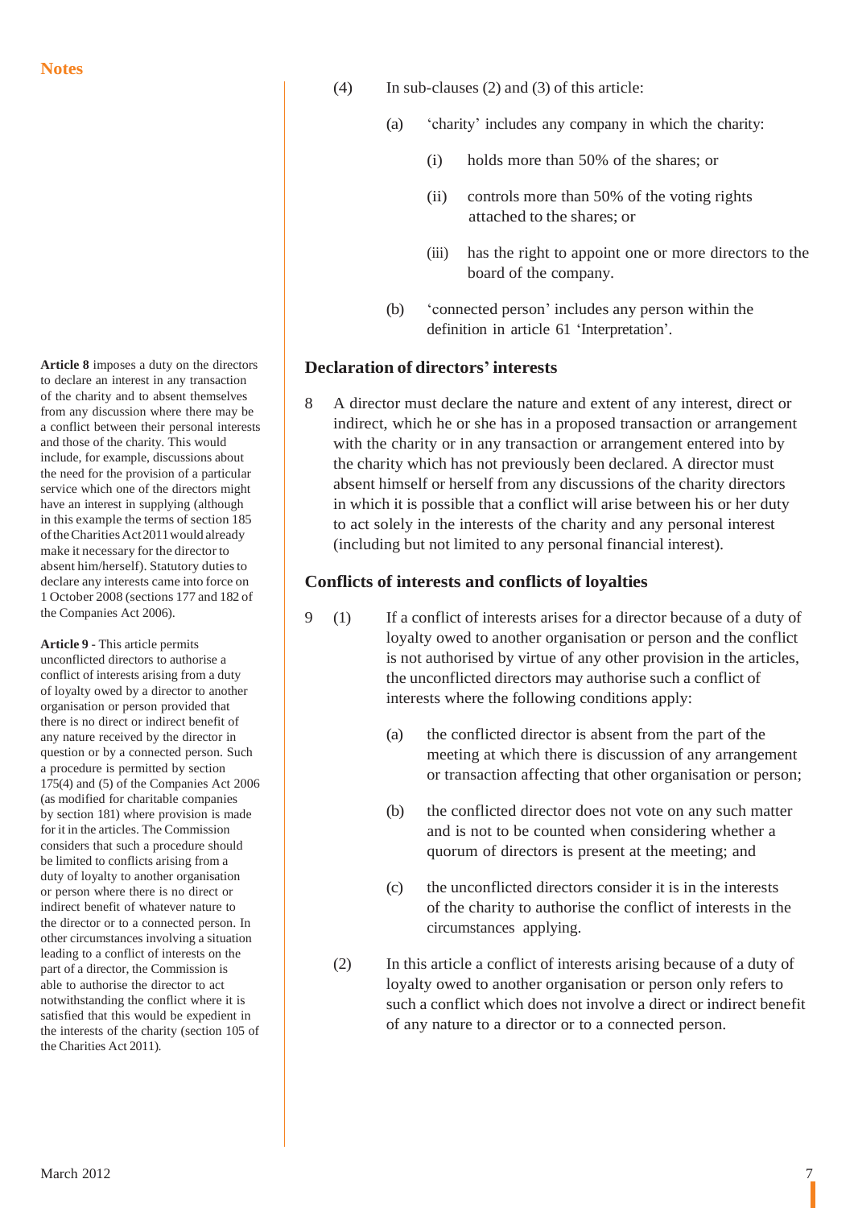(4) In sub-clauses (2) and (3) of this article:

(a) 'charity' includes any company in which the charity:

(i) holds more than 50% of the shares; or

(ii) controls more than 50% of the voting rights attached to the shares; or

(iii) has the right to appoint one or more directors to the board of the company.

(b) 'connected person' includes any person within the definition in article 61 'Interpretation'.

## Declaration of directors' interests

8 A director must declare the nature and extent of any interest, direct or indirect, which he or she has in a proposed transaction or arrangement with the charity or in any transaction or arrangement entered into by the charity which has not previously been declared. A director must absent himself or herself from any discussions of the charity directors in which it is possible that a conflict will arise between his or her duty to act solely in the interests of the charity and any personal interest (including but not limited to any personal financial interest).

**Article 8** imposes a duty on the directors to declare an interest in any transaction of the charity and to absent themselves from any discussion where there may be a conflict between their personal interests and those of the charity. This would include, for example, discussions about the need for the provision of a particular service which one of the directors might have an interest in supplying (although in this example the terms of section 185 of the Charities Act 2011 would already make it necessary for the director to absent him/herself). Statutory duties to declare any interests came into force on 1 October 2008 (sections 177 and 182 of the Companies Act 2006).

## Conflicts of interests and conflicts of loyalties

9 (1) If a conflict of interests arises for a director because of a duty of loyalty owed to another organisation or person and the conflict is not authorised by virtue of any other provision in the articles, the unconflicted directors may authorise such a conflict of interests where the following conditions apply:

(a) the conflicted director is absent from the part of the meeting at which there is discussion of any arrangement or transaction affecting that other organisation or person;

(b) the conflicted director does not vote on any such matter and is not to be counted when considering whether a quorum of directors is present at the meeting; and

(c) the unconflicted directors consider it is in the interests of the charity to authorise the conflict of interests in the circumstances applying.

(2) In this article a conflict of interests arising because of a duty of loyalty owed to another organisation or person only refers to such a conflict which does not involve a direct or indirect benefit of any nature to a director or to a connected person.

**Article 9** - This article permits unconflicted directors to authorise a conflict of interests arising from a duty of loyalty owed by a director to another organisation or person provided that there is no direct or indirect benefit of any nature received by the director in question or by a connected person. Such a procedure is permitted by section 175(4) and (5) of the Companies Act 2006 (as modified for charitable companies by section 181) where provision is made for it in the articles. The Commission considers that such a procedure should be limited to conflicts arising from a duty of loyalty to another organisation or person where there is no direct or indirect benefit of whatever nature to the director or to a connected person. In other circumstances involving a situation leading to a conflict of interests on the part of a director, the Commission is able to authorise the director to act notwithstanding the conflict where it is satisfied that this would be expedient in the interests of the charity (section 105 of the Charities Act 2011).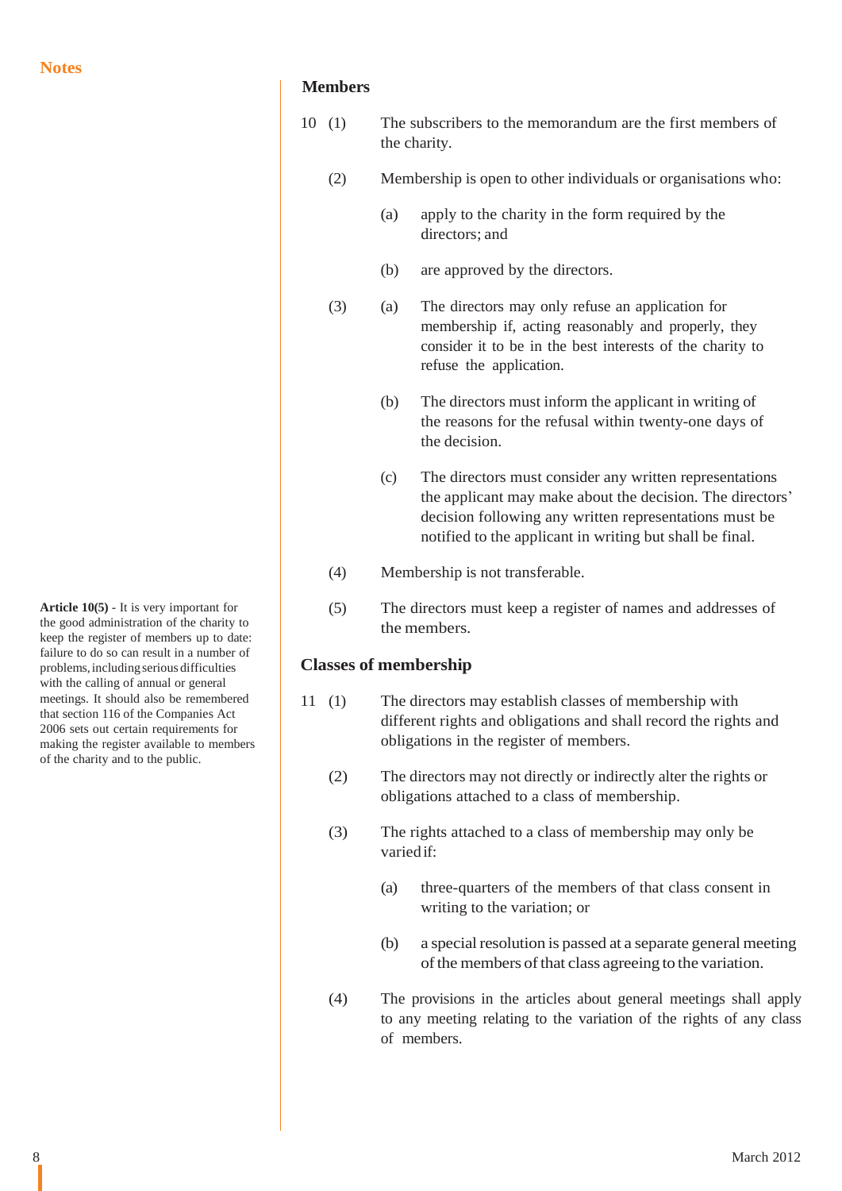**Notes**

**Article 10(5)** - It is very important for the good administration of the charity to keep the register of members up to date: failure to do so can result in a number of problems, including serious difficulties with the calling of annual or general meetings. It should also be remembered that section 116 of the Companies Act 2006 sets out certain requirements for making the register available to members of the charity and to the public.

## Members

10 (1) The subscribers to the memorandum are the first members of the charity.

(2) Membership is open to other individuals or organisations who:

(a) apply to the charity in the form required by the directors; and

(b) are approved by the directors.

(3) (a) The directors may only refuse an application for membership if, acting reasonably and properly, they consider it to be in the best interests of the charity to refuse the application.

(b) The directors must inform the applicant in writing of the reasons for the refusal within twenty-one days of the decision.

(c) The directors must consider any written representations the applicant may make about the decision. The directors' decision following any written representations must be notified to the applicant in writing but shall be final.

(4) Membership is not transferable.

(5) The directors must keep a register of names and addresses of the members.

## Classes of membership

11 (1) The directors may establish classes of membership with different rights and obligations and shall record the rights and obligations in the register of members.

(2) The directors may not directly or indirectly alter the rights or obligations attached to a class of membership.

(3) The rights attached to a class of membership may only be varied if:

(a) three-quarters of the members of that class consent in writing to the variation; or

(b) a special resolution is passed at a separate general meeting of the members of that class agreeing to the variation.

(4) The provisions in the articles about general meetings shall apply to any meeting relating to the variation of the rights of any class of members.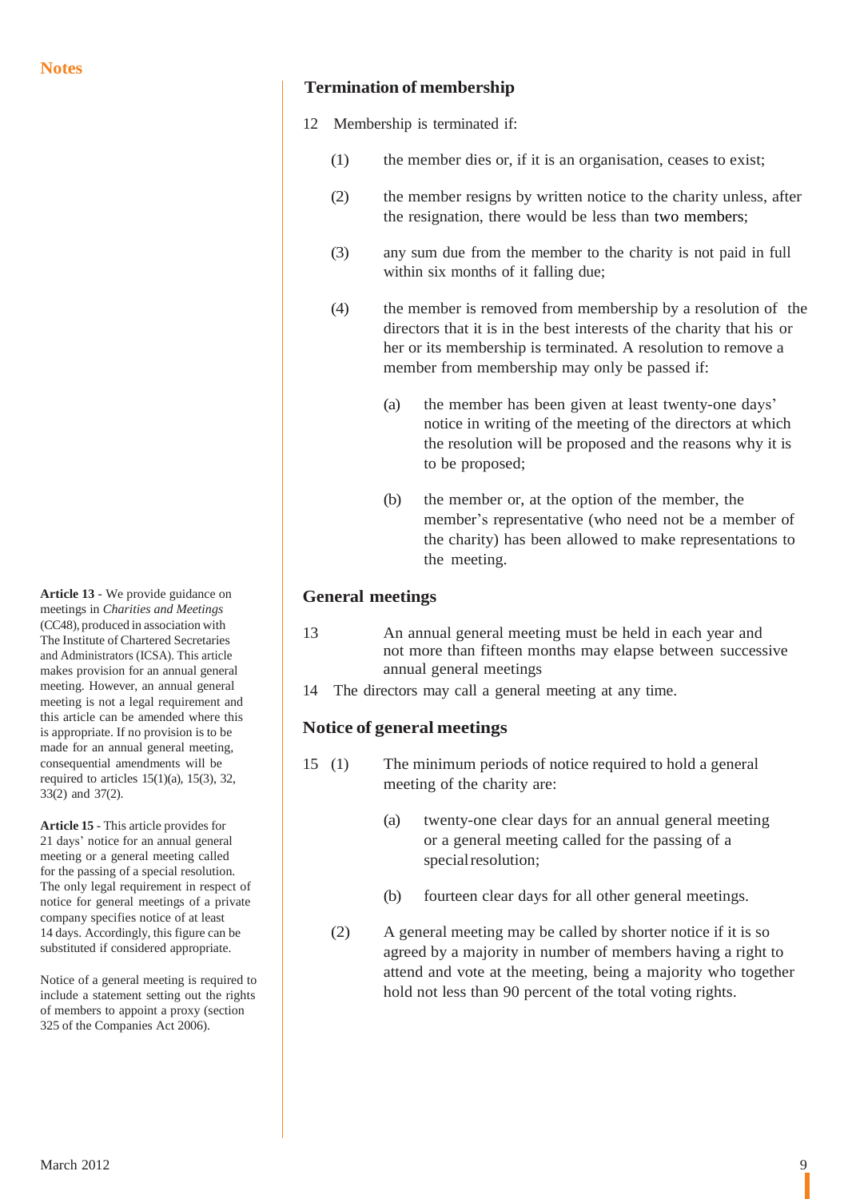## Termination of membership

12 Membership is terminated if:

(1) the member dies or, if it is an organisation, ceases to exist;

(2) the member resigns by written notice to the charity unless, after the resignation, there would be less than two members;

(3) any sum due from the member to the charity is not paid in full within six months of it falling due;

(4) the member is removed from membership by a resolution of the directors that it is in the best interests of the charity that his or her or its membership is terminated. A resolution to remove a member from membership may only be passed if:

(a) the member has been given at least twenty-one days' notice in writing of the meeting of the directors at which the resolution will be proposed and the reasons why it is to be proposed;

(b) the member or, at the option of the member, the member's representative (who need not be a member of the charity) has been allowed to make representations to the meeting.

## General meetings

13 An annual general meeting must be held in each year and not more than fifteen months may elapse between successive annual general meetings

14 The directors may call a general meeting at any time.

## Notice of general meetings

15 (1) The minimum periods of notice required to hold a general meeting of the charity are:

(a) twenty-one clear days for an annual general meeting or a general meeting called for the passing of a special resolution;

(b) fourteen clear days for all other general meetings.

(2) A general meeting may be called by shorter notice if it is so agreed by a majority in number of members having a right to attend and vote at the meeting, being a majority who together hold not less than 90 percent of the total voting rights.

### Notes

**Article 13** - We provide guidance on meetings in *Charities and Meetings* (CC48), produced in association with The Institute of Chartered Secretaries and Administrators (ICSA). This article makes provision for an annual general meeting. However, an annual general meeting is not a legal requirement and this article can be amended where this is appropriate. If no provision is to be made for an annual general meeting, consequential amendments will be required to articles 15(1)(a), 15(3), 32, 33(2) and 37(2).

**Article 15** - This article provides for 21 days' notice for an annual general meeting or a general meeting called for the passing of a special resolution. The only legal requirement in respect of notice for general meetings of a private company specifies notice of at least 14 days. Accordingly, this figure can be substituted if considered appropriate.

Notice of a general meeting is required to include a statement setting out the rights of members to appoint a proxy (section 325 of the Companies Act 2006).

March 2012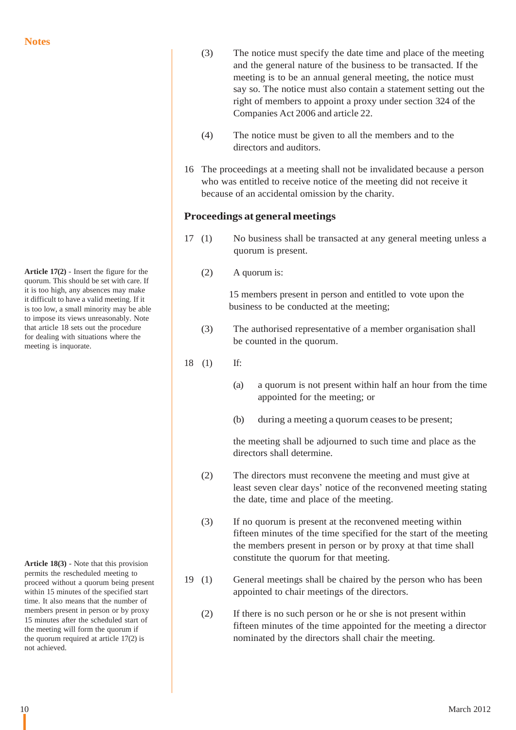(3) The notice must specify the date time and place of the meeting and the general nature of the business to be transacted. If the meeting is to be an annual general meeting, the notice must say so. The notice must also contain a statement setting out the right of members to appoint a proxy under section 324 of the Companies Act 2006 and article 22.

(4) The notice must be given to all the members and to the directors and auditors.

16 The proceedings at a meeting shall not be invalidated because a person who was entitled to receive notice of the meeting did not receive it because of an accidental omission by the charity.

## Proceedings at general meetings

17 (1) No business shall be transacted at any general meeting unless a quorum is present.

(2) A quorum is:

15 members present in person and entitled to vote upon the business to be conducted at the meeting;

(3) The authorised representative of a member organisation shall be counted in the quorum.

**Article 17(2)** - Insert the figure for the quorum. This should be set with care. If it is too high, any absences may make it difficult to have a valid meeting. If it is too low, a small minority may be able to impose its views unreasonably. Note that article 18 sets out the procedure for dealing with situations where the meeting is inquorate.

18 (1) If:

(a) a quorum is not present within half an hour from the time appointed for the meeting; or

(b) during a meeting a quorum ceases to be present;

the meeting shall be adjourned to such time and place as the directors shall determine.

(2) The directors must reconvene the meeting and must give at least seven clear days' notice of the reconvened meeting stating the date, time and place of the meeting.

(3) If no quorum is present at the reconvened meeting within fifteen minutes of the time specified for the start of the meeting the members present in person or by proxy at that time shall constitute the quorum for that meeting.

**Article 18(3)** - Note that this provision permits the rescheduled meeting to proceed without a quorum being present within 15 minutes of the specified start time. It also means that the number of members present in person or by proxy 15 minutes after the scheduled start of the meeting will form the quorum if the quorum required at article 17(2) is not achieved.

19 (1) General meetings shall be chaired by the person who has been appointed to chair meetings of the directors.

(2) If there is no such person or he or she is not present within fifteen minutes of the time appointed for the meeting a director nominated by the directors shall chair the meeting.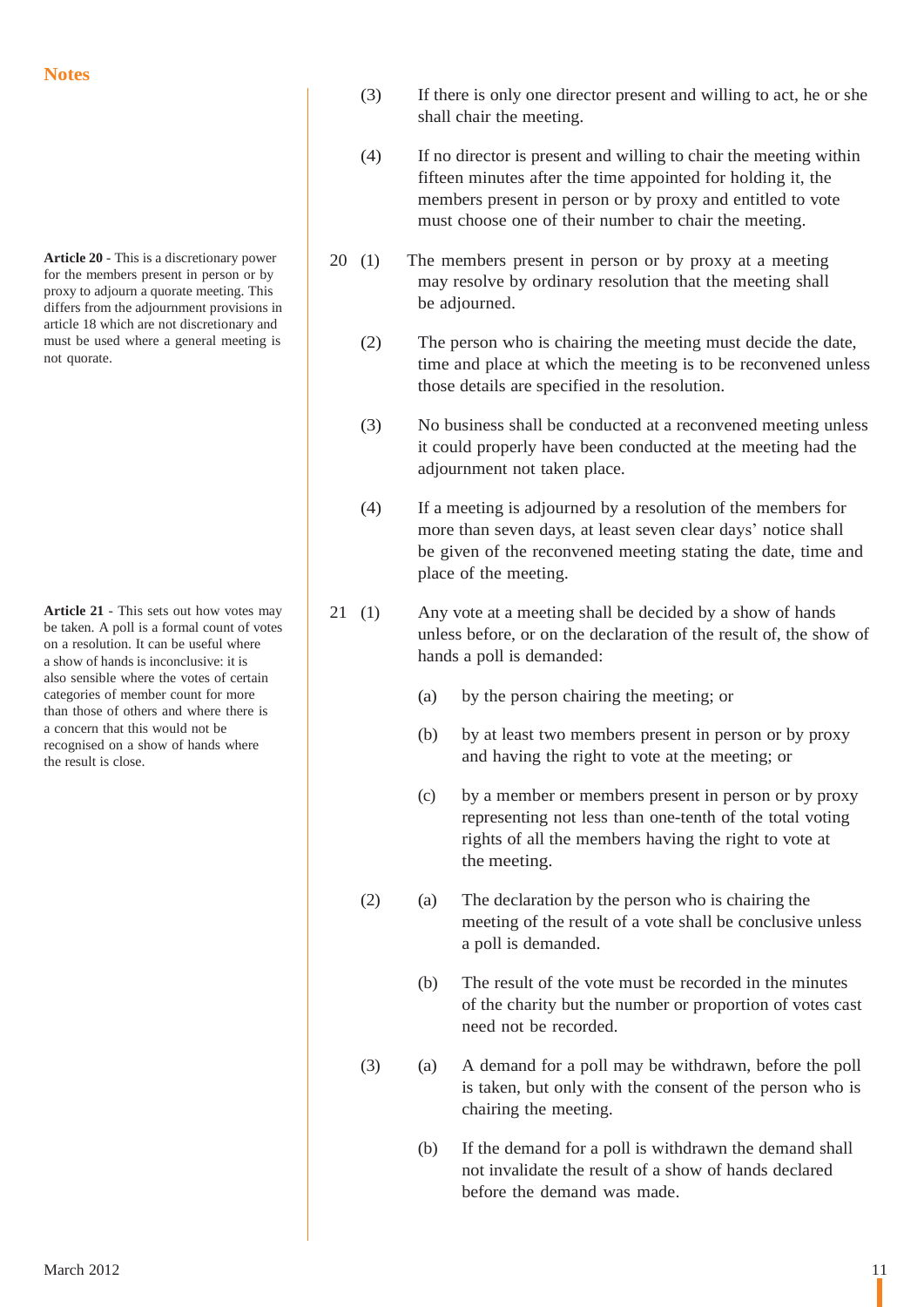## Notes

**Article 20** - This is a discretionary power for the members present in person or by proxy to adjourn a quorate meeting. This differs from the adjournment provisions in article 18 which are not discretionary and must be used where a general meeting is not quorate.

**Article 21** - This sets out how votes may be taken. A poll is a formal count of votes on a resolution. It can be useful where a show of hands is inconclusive: it is also sensible where the votes of certain categories of member count for more than those of others and where there is a concern that this would not be recognised on a show of hands where the result is close.

(3) If there is only one director present and willing to act, he or she shall chair the meeting.

(4) If no director is present and willing to chair the meeting within fifteen minutes after the time appointed for holding it, the members present in person or by proxy and entitled to vote must choose one of their number to chair the meeting.

20 (1) The members present in person or by proxy at a meeting may resolve by ordinary resolution that the meeting shall be adjourned.

(2) The person who is chairing the meeting must decide the date, time and place at which the meeting is to be reconvened unless those details are specified in the resolution.

(3) No business shall be conducted at a reconvened meeting unless it could properly have been conducted at the meeting had the adjournment not taken place.

(4) If a meeting is adjourned by a resolution of the members for more than seven days, at least seven clear days' notice shall be given of the reconvened meeting stating the date, time and place of the meeting.

21 (1) Any vote at a meeting shall be decided by a show of hands unless before, or on the declaration of the result of, the show of hands a poll is demanded:

(a) by the person chairing the meeting; or

(b) by at least two members present in person or by proxy and having the right to vote at the meeting; or

(c) by a member or members present in person or by proxy representing not less than one-tenth of the total voting rights of all the members having the right to vote at the meeting.

(2) (a) The declaration by the person who is chairing the meeting of the result of a vote shall be conclusive unless a poll is demanded.

(b) The result of the vote must be recorded in the minutes of the charity but the number or proportion of votes cast need not be recorded.

(3) (a) A demand for a poll may be withdrawn, before the poll is taken, but only with the consent of the person who is chairing the meeting.

(b) If the demand for a poll is withdrawn the demand shall not invalidate the result of a show of hands declared before the demand was made.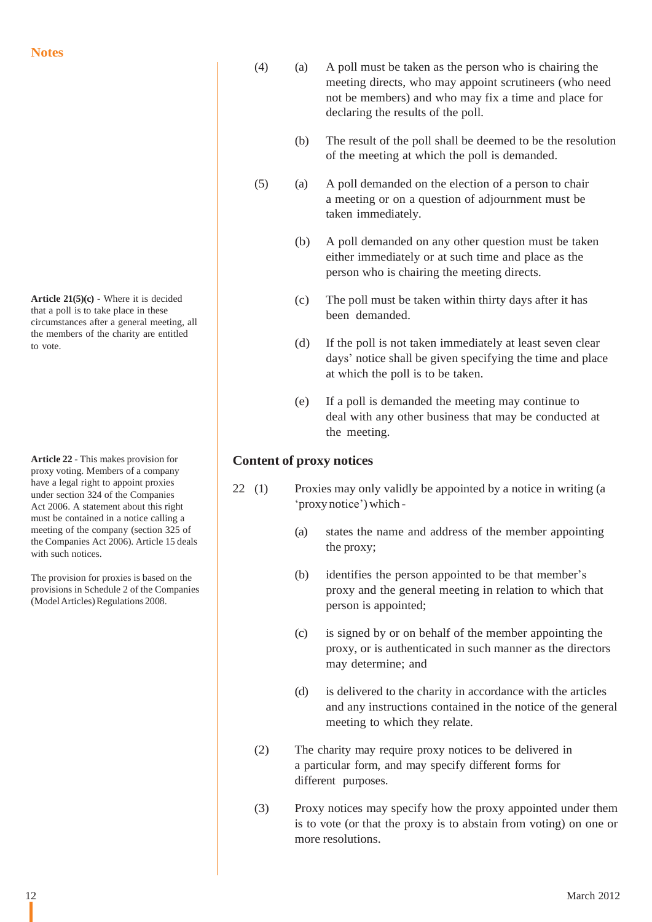**Notes**

**Article 21(5)(c)** - Where it is decided that a poll is to take place in these circumstances after a general meeting, all the members of the charity are entitled to vote.

**Article 22** - This makes provision for proxy voting. Members of a company have a legal right to appoint proxies under section 324 of the Companies Act 2006. A statement about this right must be contained in a notice calling a meeting of the company (section 325 of the Companies Act 2006). Article 15 deals with such notices.

The provision for proxies is based on the provisions in Schedule 2 of the Companies (Model Articles) Regulations 2008.

(4) (a) A poll must be taken as the person who is chairing the meeting directs, who may appoint scrutineers (who need not be members) and who may fix a time and place for declaring the results of the poll.

(b) The result of the poll shall be deemed to be the resolution of the meeting at which the poll is demanded.

(5) (a) A poll demanded on the election of a person to chair a meeting or on a question of adjournment must be taken immediately.

(b) A poll demanded on any other question must be taken either immediately or at such time and place as the person who is chairing the meeting directs.

(c) The poll must be taken within thirty days after it has been demanded.

(d) If the poll is not taken immediately at least seven clear days' notice shall be given specifying the time and place at which the poll is to be taken.

(e) If a poll is demanded the meeting may continue to deal with any other business that may be conducted at the meeting.

### Content of proxy notices

22 (1) Proxies may only validly be appointed by a notice in writing (a 'proxy notice') which -

(a) states the name and address of the member appointing the proxy;

(b) identifies the person appointed to be that member's proxy and the general meeting in relation to which that person is appointed;

(c) is signed by or on behalf of the member appointing the proxy, or is authenticated in such manner as the directors may determine; and

(d) is delivered to the charity in accordance with the articles and any instructions contained in the notice of the general meeting to which they relate.

(2) The charity may require proxy notices to be delivered in a particular form, and may specify different forms for different purposes.

(3) Proxy notices may specify how the proxy appointed under them is to vote (or that the proxy is to abstain from voting) on one or more resolutions.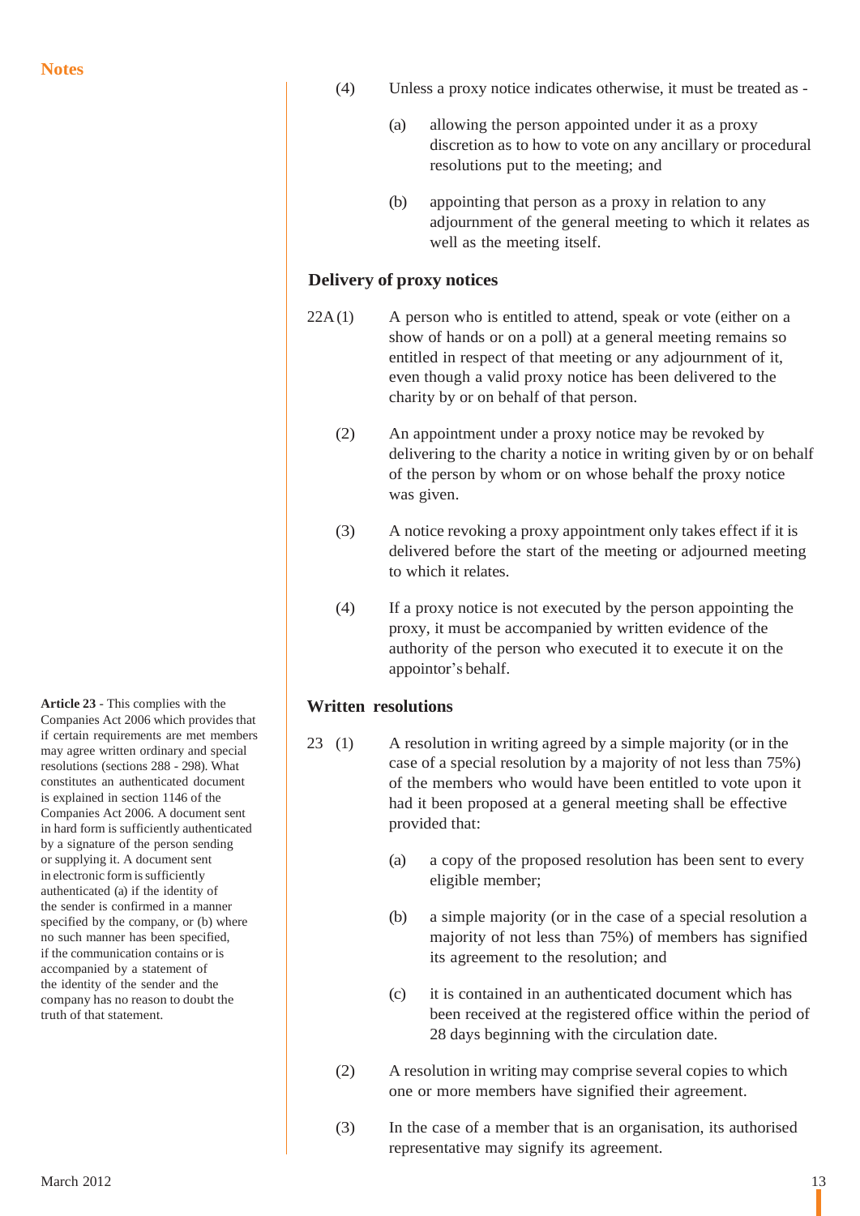(4) Unless a proxy notice indicates otherwise, it must be treated as -

(a) allowing the person appointed under it as a proxy discretion as to how to vote on any ancillary or procedural resolutions put to the meeting; and

(b) appointing that person as a proxy in relation to any adjournment of the general meeting to which it relates as well as the meeting itself.

### Delivery of proxy notices

22A (1) A person who is entitled to attend, speak or vote (either on a show of hands or on a poll) at a general meeting remains so entitled in respect of that meeting or any adjournment of it, even though a valid proxy notice has been delivered to the charity by or on behalf of that person.

(2) An appointment under a proxy notice may be revoked by delivering to the charity a notice in writing given by or on behalf of the person by whom or on whose behalf the proxy notice was given.

(3) A notice revoking a proxy appointment only takes effect if it is delivered before the start of the meeting or adjourned meeting to which it relates.

(4) If a proxy notice is not executed by the person appointing the proxy, it must be accompanied by written evidence of the authority of the person who executed it to execute it on the appointor's behalf.

### Written resolutions

23 (1) A resolution in writing agreed by a simple majority (or in the case of a special resolution by a majority of not less than 75%) of the members who would have been entitled to vote upon it had it been proposed at a general meeting shall be effective provided that:

(a) a copy of the proposed resolution has been sent to every eligible member;

(b) a simple majority (or in the case of a special resolution a majority of not less than 75%) of members has signified its agreement to the resolution; and

(c) it is contained in an authenticated document which has been received at the registered office within the period of 28 days beginning with the circulation date.

(2) A resolution in writing may comprise several copies to which one or more members have signified their agreement.

(3) In the case of a member that is an organisation, its authorised representative may signify its agreement.

**Notes**

**Article 23** - This complies with the Companies Act 2006 which provides that if certain requirements are met members may agree written ordinary and special resolutions (sections 288 - 298). What constitutes an authenticated document is explained in section 1146 of the Companies Act 2006. A document sent in hard form is sufficiently authenticated by a signature of the person sending or supplying it. A document sent in electronic form is sufficiently authenticated (a) if the identity of the sender is confirmed in a manner specified by the company, or (b) where no such manner has been specified, if the communication contains or is accompanied by a statement of the identity of the sender and the company has no reason to doubt the truth of that statement.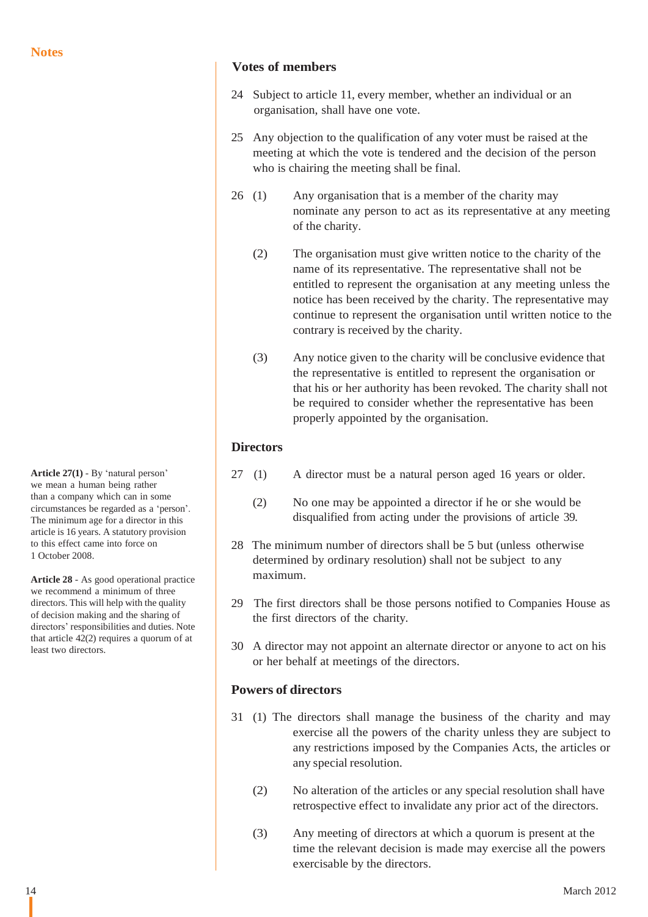## Votes of members

24 Subject to article 11, every member, whether an individual or an organisation, shall have one vote.

25 Any objection to the qualification of any voter must be raised at the meeting at which the vote is tendered and the decision of the person who is chairing the meeting shall be final.

26 (1) Any organisation that is a member of the charity may nominate any person to act as its representative at any meeting of the charity.

(2) The organisation must give written notice to the charity of the name of its representative. The representative shall not be entitled to represent the organisation at any meeting unless the notice has been received by the charity. The representative may continue to represent the organisation until written notice to the contrary is received by the charity.

(3) Any notice given to the charity will be conclusive evidence that the representative is entitled to represent the organisation or that his or her authority has been revoked. The charity shall not be required to consider whether the representative has been properly appointed by the organisation.

## Directors

27 (1) A director must be a natural person aged 16 years or older.

(2) No one may be appointed a director if he or she would be disqualified from acting under the provisions of article 39.

28 The minimum number of directors shall be 5 but (unless otherwise determined by ordinary resolution) shall not be subject to any maximum.

29 The first directors shall be those persons notified to Companies House as the first directors of the charity.

30 A director may not appoint an alternate director or anyone to act on his or her behalf at meetings of the directors.

## Powers of directors

31 (1) The directors shall manage the business of the charity and may exercise all the powers of the charity unless they are subject to any restrictions imposed by the Companies Acts, the articles or any special resolution.

(2) No alteration of the articles or any special resolution shall have retrospective effect to invalidate any prior act of the directors.

(3) Any meeting of directors at which a quorum is present at the time the relevant decision is made may exercise all the powers exercisable by the directors.

### Notes

**Article 27(1)** - By 'natural person' we mean a human being rather than a company which can in some circumstances be regarded as a 'person'. The minimum age for a director in this article is 16 years. A statutory provision to this effect came into force on 1 October 2008.

**Article 28** - As good operational practice we recommend a minimum of three directors. This will help with the quality of decision making and the sharing of directors' responsibilities and duties. Note that article 42(2) requires a quorum of at least two directors.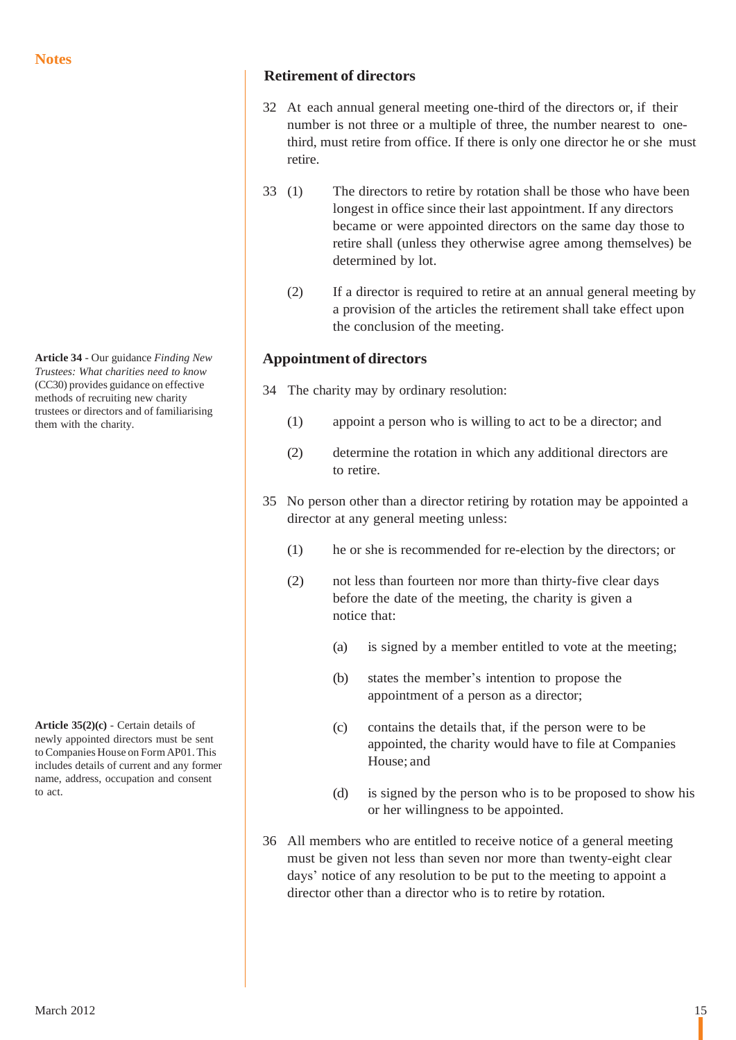Notes

## Retirement of directors

32 At each annual general meeting one-third of the directors or, if their number is not three or a multiple of three, the number nearest to one-third, must retire from office. If there is only one director he or she must retire.

33 (1) The directors to retire by rotation shall be those who have been longest in office since their last appointment. If any directors became or were appointed directors on the same day those to retire shall (unless they otherwise agree among themselves) be determined by lot.

(2) If a director is required to retire at an annual general meeting by a provision of the articles the retirement shall take effect upon the conclusion of the meeting.

## Appointment of directors

**Article 34** - Our guidance *Finding New Trustees: What charities need to know* (CC30) provides guidance on effective methods of recruiting new charity trustees or directors and of familiarising them with the charity.

34 The charity may by ordinary resolution:

(1) appoint a person who is willing to act to be a director; and

(2) determine the rotation in which any additional directors are to retire.

35 No person other than a director retiring by rotation may be appointed a director at any general meeting unless:

(1) he or she is recommended for re-election by the directors; or

(2) not less than fourteen nor more than thirty-five clear days before the date of the meeting, the charity is given a notice that:

(a) is signed by a member entitled to vote at the meeting;

(b) states the member's intention to propose the appointment of a person as a director;

(c) contains the details that, if the person were to be appointed, the charity would have to file at Companies House; and

(d) is signed by the person who is to be proposed to show his or her willingness to be appointed.

**Article 35(2)(c)** - Certain details of newly appointed directors must be sent to Companies House on Form AP01. This includes details of current and any former name, address, occupation and consent to act.

36 All members who are entitled to receive notice of a general meeting must be given not less than seven nor more than twenty-eight clear days' notice of any resolution to be put to the meeting to appoint a director other than a director who is to retire by rotation.

March 2012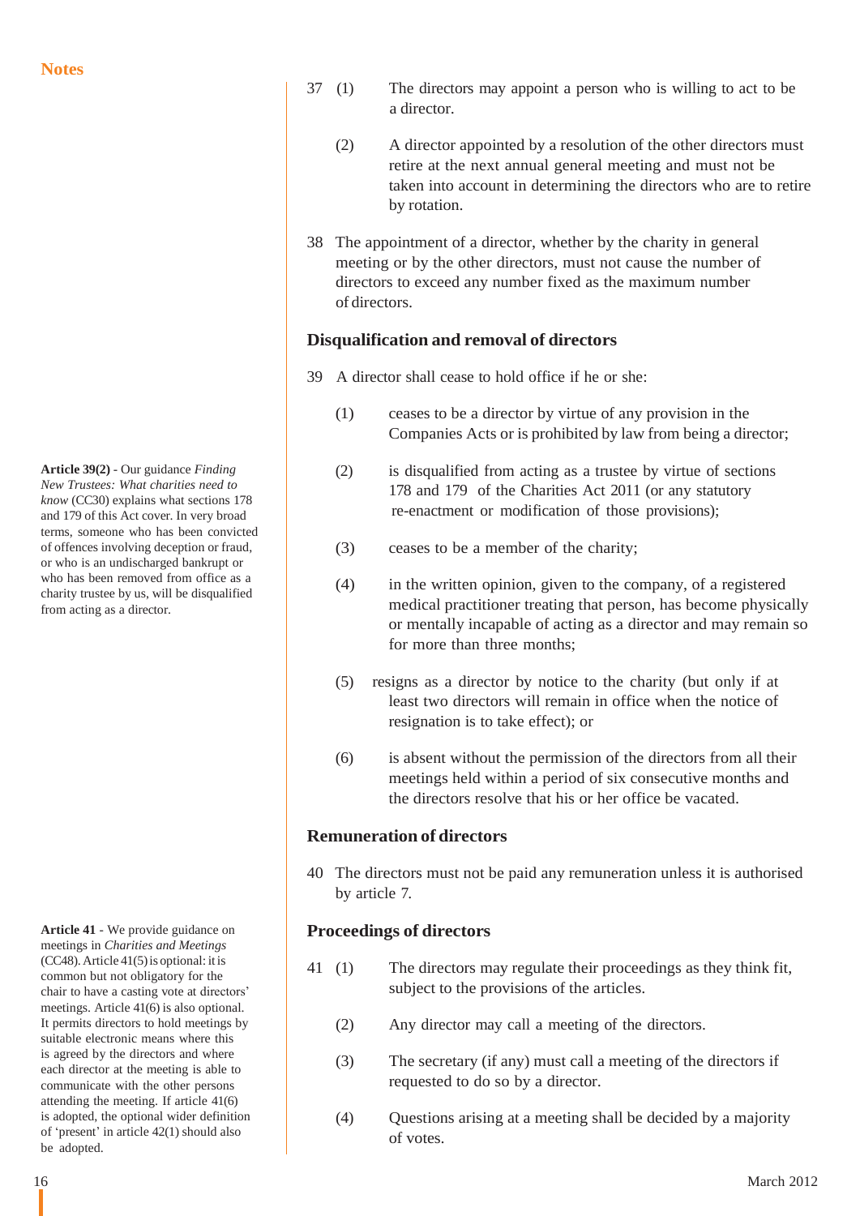37 (1) The directors may appoint a person who is willing to act to be a director.

(2) A director appointed by a resolution of the other directors must retire at the next annual general meeting and must not be taken into account in determining the directors who are to retire by rotation.

38 The appointment of a director, whether by the charity in general meeting or by the other directors, must not cause the number of directors to exceed any number fixed as the maximum number of directors.

### Disqualification and removal of directors

39 A director shall cease to hold office if he or she:

(1) ceases to be a director by virtue of any provision in the Companies Acts or is prohibited by law from being a director;

(2) is disqualified from acting as a trustee by virtue of sections 178 and 179 of the Charities Act 2011 (or any statutory re-enactment or modification of those provisions);

(3) ceases to be a member of the charity;

(4) in the written opinion, given to the company, of a registered medical practitioner treating that person, has become physically or mentally incapable of acting as a director and may remain so for more than three months;

(5) resigns as a director by notice to the charity (but only if at least two directors will remain in office when the notice of resignation is to take effect); or

(6) is absent without the permission of the directors from all their meetings held within a period of six consecutive months and the directors resolve that his or her office be vacated.

### Remuneration of directors

40 The directors must not be paid any remuneration unless it is authorised by article 7.

### Proceedings of directors

41 (1) The directors may regulate their proceedings as they think fit, subject to the provisions of the articles.

(2) Any director may call a meeting of the directors.

(3) The secretary (if any) must call a meeting of the directors if requested to do so by a director.

(4) Questions arising at a meeting shall be decided by a majority of votes.

**Notes**

**Article 39(2)** - Our guidance *Finding New Trustees: What charities need to know* (CC30) explains what sections 178 and 179 of this Act cover. In very broad terms, someone who has been convicted of offences involving deception or fraud, or who is an undischarged bankrupt or who has been removed from office as a charity trustee by us, will be disqualified from acting as a director.

**Article 41** - We provide guidance on meetings in *Charities and Meetings* (CC48). Article 41(5) is optional: it is common but not obligatory for the chair to have a casting vote at directors' meetings. Article 41(6) is also optional. It permits directors to hold meetings by suitable electronic means where this is agreed by the directors and where each director at the meeting is able to communicate with the other persons attending the meeting. If article 41(6) is adopted, the optional wider definition of 'present' in article 42(1) should also be adopted.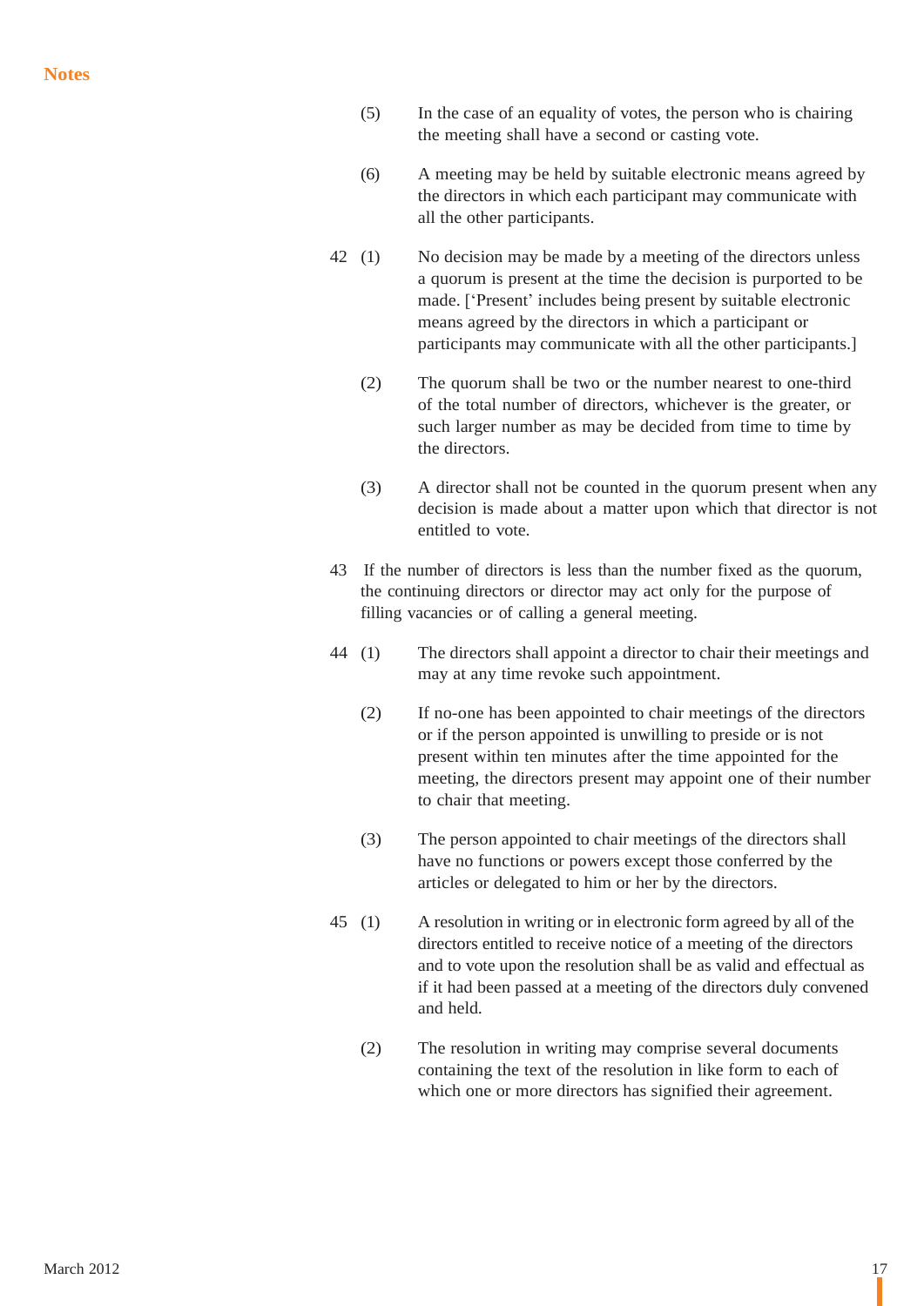**Notes**

(5) In the case of an equality of votes, the person who is chairing the meeting shall have a second or casting vote.

(6) A meeting may be held by suitable electronic means agreed by the directors in which each participant may communicate with all the other participants.

42 (1) No decision may be made by a meeting of the directors unless a quorum is present at the time the decision is purported to be made. [‘Present’ includes being present by suitable electronic means agreed by the directors in which a participant or participants may communicate with all the other participants.]

(2) The quorum shall be two or the number nearest to one-third of the total number of directors, whichever is the greater, or such larger number as may be decided from time to time by the directors.

(3) A director shall not be counted in the quorum present when any decision is made about a matter upon which that director is not entitled to vote.

43 If the number of directors is less than the number fixed as the quorum, the continuing directors or director may act only for the purpose of filling vacancies or of calling a general meeting.

44 (1) The directors shall appoint a director to chair their meetings and may at any time revoke such appointment.

(2) If no-one has been appointed to chair meetings of the directors or if the person appointed is unwilling to preside or is not present within ten minutes after the time appointed for the meeting, the directors present may appoint one of their number to chair that meeting.

(3) The person appointed to chair meetings of the directors shall have no functions or powers except those conferred by the articles or delegated to him or her by the directors.

45 (1) A resolution in writing or in electronic form agreed by all of the directors entitled to receive notice of a meeting of the directors and to vote upon the resolution shall be as valid and effectual as if it had been passed at a meeting of the directors duly convened and held.

(2) The resolution in writing may comprise several documents containing the text of the resolution in like form to each of which one or more directors has signified their agreement.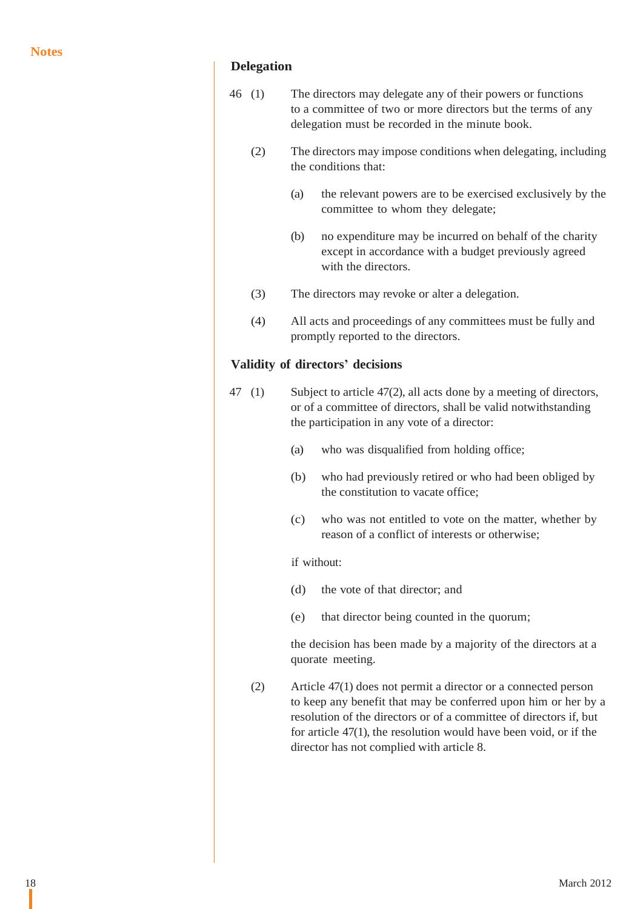Notes

## Delegation

46 (1) The directors may delegate any of their powers or functions to a committee of two or more directors but the terms of any delegation must be recorded in the minute book.

(2) The directors may impose conditions when delegating, including the conditions that:

(a) the relevant powers are to be exercised exclusively by the committee to whom they delegate;

(b) no expenditure may be incurred on behalf of the charity except in accordance with a budget previously agreed with the directors.

(3) The directors may revoke or alter a delegation.

(4) All acts and proceedings of any committees must be fully and promptly reported to the directors.

## Validity of directors' decisions

47 (1) Subject to article 47(2), all acts done by a meeting of directors, or of a committee of directors, shall be valid notwithstanding the participation in any vote of a director:

(a) who was disqualified from holding office;

(b) who had previously retired or who had been obliged by the constitution to vacate office;

(c) who was not entitled to vote on the matter, whether by reason of a conflict of interests or otherwise;

if without:

(d) the vote of that director; and

(e) that director being counted in the quorum;

the decision has been made by a majority of the directors at a quorate meeting.

(2) Article 47(1) does not permit a director or a connected person to keep any benefit that may be conferred upon him or her by a resolution of the directors or of a committee of directors if, but for article 47(1), the resolution would have been void, or if the director has not complied with article 8.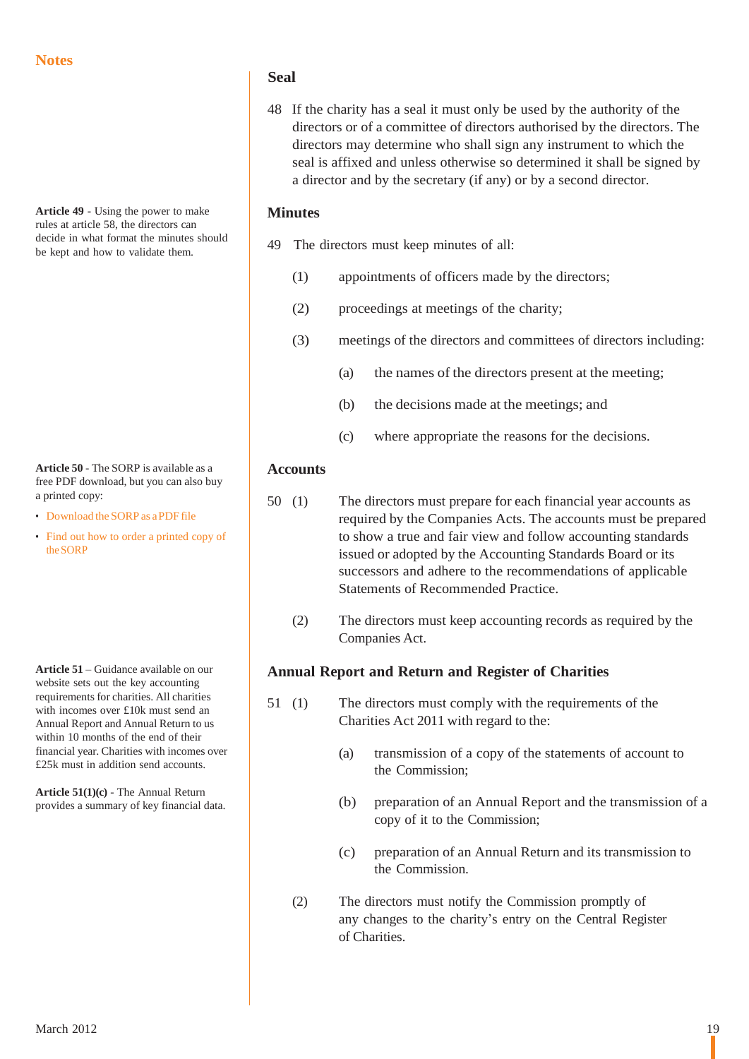**Notes**

## Seal

48 If the charity has a seal it must only be used by the authority of the directors or of a committee of directors authorised by the directors. The directors may determine who shall sign any instrument to which the seal is affixed and unless otherwise so determined it shall be signed by a director and by the secretary (if any) or by a second director.

## Minutes

**Article 49** - Using the power to make rules at article 58, the directors can decide in what format the minutes should be kept and how to validate them.

49 The directors must keep minutes of all:

(1) appointments of officers made by the directors;

(2) proceedings at meetings of the charity;

(3) meetings of the directors and committees of directors including:

(a) the names of the directors present at the meeting;

(b) the decisions made at the meetings; and

(c) where appropriate the reasons for the decisions.

## Accounts

**Article 50** - The SORP is available as a free PDF download, but you can also buy a printed copy:

- Download the SORP as a PDF file
- Find out how to order a printed copy of the SORP

50 (1) The directors must prepare for each financial year accounts as required by the Companies Acts. The accounts must be prepared to show a true and fair view and follow accounting standards issued or adopted by the Accounting Standards Board or its successors and adhere to the recommendations of applicable Statements of Recommended Practice.

(2) The directors must keep accounting records as required by the Companies Act.

## Annual Report and Return and Register of Charities

**Article 51** – Guidance available on our website sets out the key accounting requirements for charities. All charities with incomes over £10k must send an Annual Report and Annual Return to us within 10 months of the end of their financial year. Charities with incomes over £25k must in addition send accounts.

**Article 51(1)(c)** - The Annual Return provides a summary of key financial data.

51 (1) The directors must comply with the requirements of the Charities Act 2011 with regard to the:

(a) transmission of a copy of the statements of account to the Commission;

(b) preparation of an Annual Report and the transmission of a copy of it to the Commission;

(c) preparation of an Annual Return and its transmission to the Commission.

(2) The directors must notify the Commission promptly of any changes to the charity's entry on the Central Register of Charities.

March 2012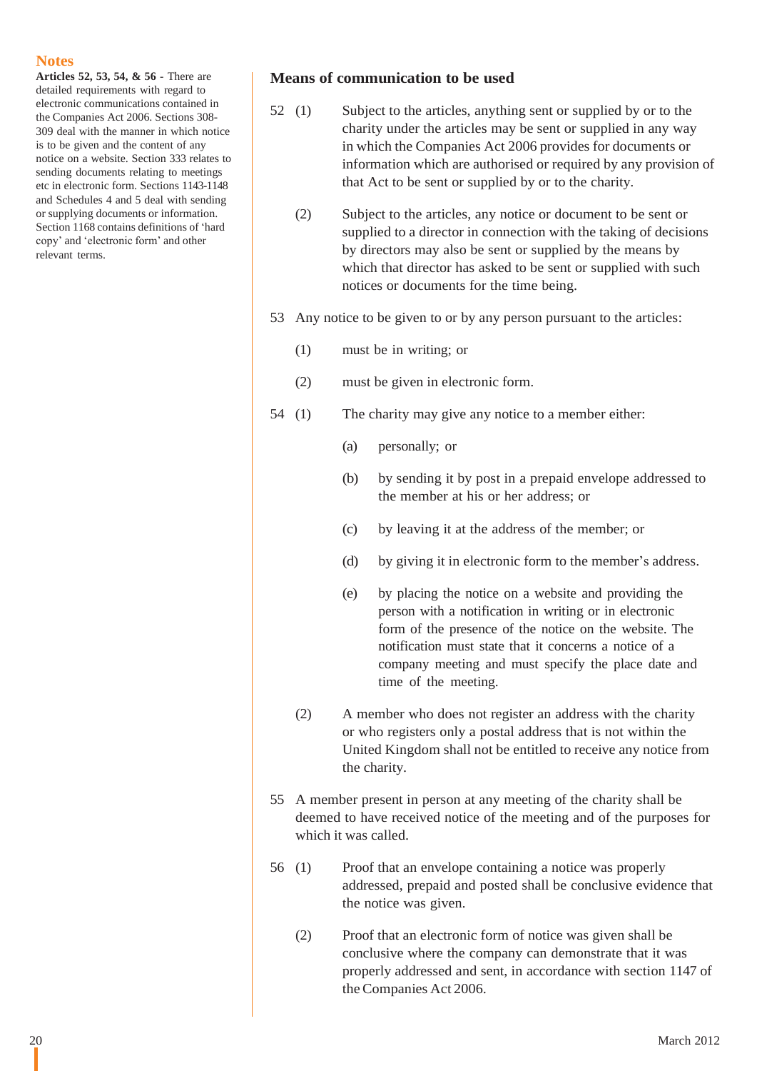## Notes

**Articles 52, 53, 54, & 56** - There are detailed requirements with regard to electronic communications contained in the Companies Act 2006. Sections 308-309 deal with the manner in which notice is to be given and the content of any notice on a website. Section 333 relates to sending documents relating to meetings etc in electronic form. Sections 1143-1148 and Schedules 4 and 5 deal with sending or supplying documents or information. Section 1168 contains definitions of 'hard copy' and 'electronic form' and other relevant terms.

### Means of communication to be used

52 (1) Subject to the articles, anything sent or supplied by or to the charity under the articles may be sent or supplied in any way in which the Companies Act 2006 provides for documents or information which are authorised or required by any provision of that Act to be sent or supplied by or to the charity.

(2) Subject to the articles, any notice or document to be sent or supplied to a director in connection with the taking of decisions by directors may also be sent or supplied by the means by which that director has asked to be sent or supplied with such notices or documents for the time being.

53 Any notice to be given to or by any person pursuant to the articles:

(1) must be in writing; or

(2) must be given in electronic form.

54 (1) The charity may give any notice to a member either:

(a) personally; or

(b) by sending it by post in a prepaid envelope addressed to the member at his or her address; or

(c) by leaving it at the address of the member; or

(d) by giving it in electronic form to the member's address.

(e) by placing the notice on a website and providing the person with a notification in writing or in electronic form of the presence of the notice on the website. The notification must state that it concerns a notice of a company meeting and must specify the place date and time of the meeting.

(2) A member who does not register an address with the charity or who registers only a postal address that is not within the United Kingdom shall not be entitled to receive any notice from the charity.

55 A member present in person at any meeting of the charity shall be deemed to have received notice of the meeting and of the purposes for which it was called.

56 (1) Proof that an envelope containing a notice was properly addressed, prepaid and posted shall be conclusive evidence that the notice was given.

(2) Proof that an electronic form of notice was given shall be conclusive where the company can demonstrate that it was properly addressed and sent, in accordance with section 1147 of the Companies Act 2006.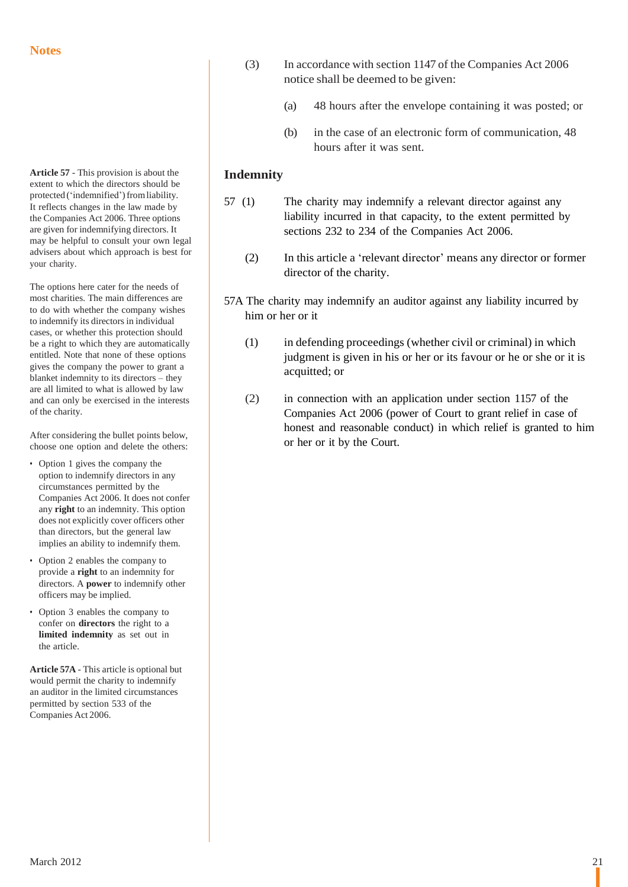## Notes

**Article 57** - This provision is about the extent to which the directors should be protected ('indemnified') from liability. It reflects changes in the law made by the Companies Act 2006. Three options are given for indemnifying directors. It may be helpful to consult your own legal advisers about which approach is best for your charity.

The options here cater for the needs of most charities. The main differences are to do with whether the company wishes to indemnify its directors in individual cases, or whether this protection should be a right to which they are automatically entitled. Note that none of these options gives the company the power to grant a blanket indemnity to its directors – they are all limited to what is allowed by law and can only be exercised in the interests of the charity.

After considering the bullet points below, choose one option and delete the others:

- Option 1 gives the company the option to indemnify directors in any circumstances permitted by the Companies Act 2006. It does not confer any **right** to an indemnity. This option does not explicitly cover officers other than directors, but the general law implies an ability to indemnify them.
- Option 2 enables the company to provide a **right** to an indemnity for directors. A **power** to indemnify other officers may be implied.
- Option 3 enables the company to confer on **directors** the right to a **limited indemnity** as set out in the article.

**Article 57A** - This article is optional but would permit the charity to indemnify an auditor in the limited circumstances permitted by section 533 of the Companies Act 2006.

---

(3) In accordance with section 1147 of the Companies Act 2006 notice shall be deemed to be given:

(a) 48 hours after the envelope containing it was posted; or

(b) in the case of an electronic form of communication, 48 hours after it was sent.

## Indemnity

57 (1) The charity may indemnify a relevant director against any liability incurred in that capacity, to the extent permitted by sections 232 to 234 of the Companies Act 2006.

(2) In this article a 'relevant director' means any director or former director of the charity.

57A The charity may indemnify an auditor against any liability incurred by him or her or it

(1) in defending proceedings (whether civil or criminal) in which judgment is given in his or her or its favour or he or she or it is acquitted; or

(2) in connection with an application under section 1157 of the Companies Act 2006 (power of Court to grant relief in case of honest and reasonable conduct) in which relief is granted to him or her or it by the Court.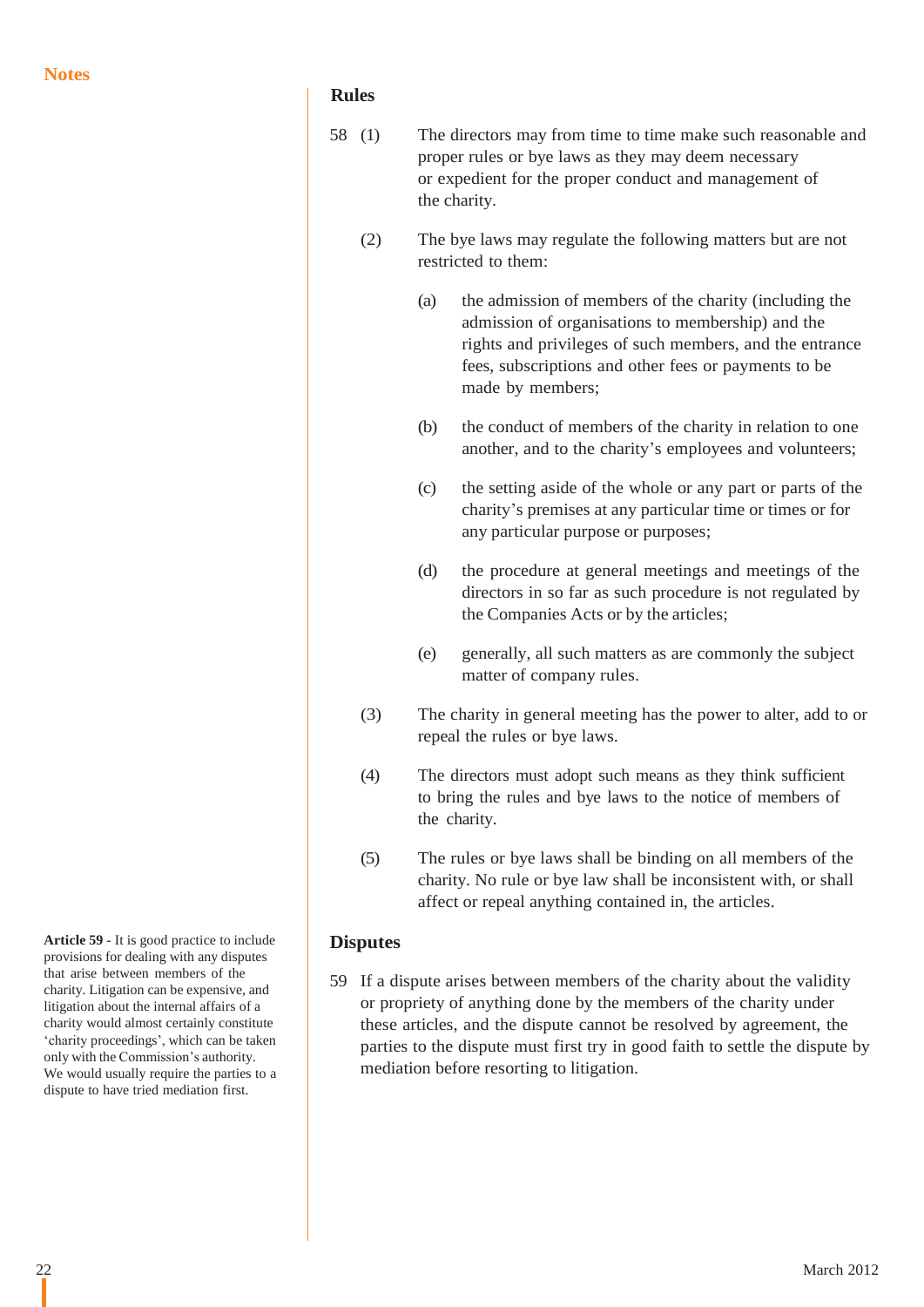## Notes

## Rules

58 (1) The directors may from time to time make such reasonable and proper rules or bye laws as they may deem necessary or expedient for the proper conduct and management of the charity.

(2) The bye laws may regulate the following matters but are not restricted to them:

(a) the admission of members of the charity (including the admission of organisations to membership) and the rights and privileges of such members, and the entrance fees, subscriptions and other fees or payments to be made by members;

(b) the conduct of members of the charity in relation to one another, and to the charity's employees and volunteers;

(c) the setting aside of the whole or any part or parts of the charity's premises at any particular time or times or for any particular purpose or purposes;

(d) the procedure at general meetings and meetings of the directors in so far as such procedure is not regulated by the Companies Acts or by the articles;

(e) generally, all such matters as are commonly the subject matter of company rules.

(3) The charity in general meeting has the power to alter, add to or repeal the rules or bye laws.

(4) The directors must adopt such means as they think sufficient to bring the rules and bye laws to the notice of members of the charity.

(5) The rules or bye laws shall be binding on all members of the charity. No rule or bye law shall be inconsistent with, or shall affect or repeal anything contained in, the articles.

## Disputes

**Article 59** - It is good practice to include provisions for dealing with any disputes that arise between members of the charity. Litigation can be expensive, and litigation about the internal affairs of a charity would almost certainly constitute 'charity proceedings', which can be taken only with the Commission's authority. We would usually require the parties to a dispute to have tried mediation first.

59 If a dispute arises between members of the charity about the validity or propriety of anything done by the members of the charity under these articles, and the dispute cannot be resolved by agreement, the parties to the dispute must first try in good faith to settle the dispute by mediation before resorting to litigation.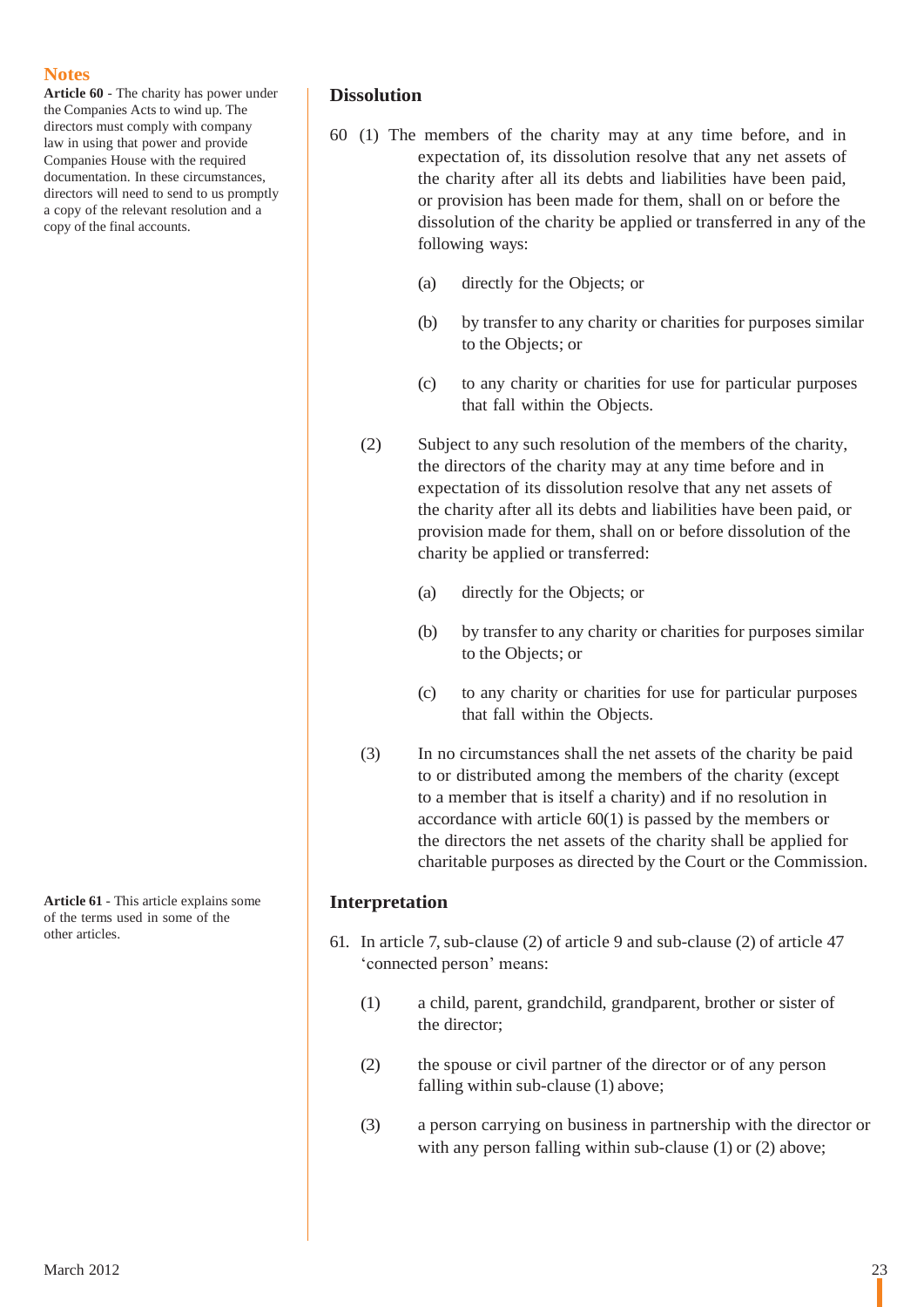## Notes

**Article 60** - The charity has power under the Companies Acts to wind up. The directors must comply with company law in using that power and provide Companies House with the required documentation. In these circumstances, directors will need to send to us promptly a copy of the relevant resolution and a copy of the final accounts.

## Dissolution

60 (1) The members of the charity may at any time before, and in expectation of, its dissolution resolve that any net assets of the charity after all its debts and liabilities have been paid, or provision has been made for them, shall on or before the dissolution of the charity be applied or transferred in any of the following ways:

(a) directly for the Objects; or

(b) by transfer to any charity or charities for purposes similar to the Objects; or

(c) to any charity or charities for use for particular purposes that fall within the Objects.

(2) Subject to any such resolution of the members of the charity, the directors of the charity may at any time before and in expectation of its dissolution resolve that any net assets of the charity after all its debts and liabilities have been paid, or provision made for them, shall on or before dissolution of the charity be applied or transferred:

(a) directly for the Objects; or

(b) by transfer to any charity or charities for purposes similar to the Objects; or

(c) to any charity or charities for use for particular purposes that fall within the Objects.

(3) In no circumstances shall the net assets of the charity be paid to or distributed among the members of the charity (except to a member that is itself a charity) and if no resolution in accordance with article 60(1) is passed by the members or the directors the net assets of the charity shall be applied for charitable purposes as directed by the Court or the Commission.

**Article 61** - This article explains some of the terms used in some of the other articles.

## Interpretation

61. In article 7, sub-clause (2) of article 9 and sub-clause (2) of article 47 'connected person' means:

(1) a child, parent, grandchild, grandparent, brother or sister of the director;

(2) the spouse or civil partner of the director or of any person falling within sub-clause (1) above;

(3) a person carrying on business in partnership with the director or with any person falling within sub-clause (1) or (2) above;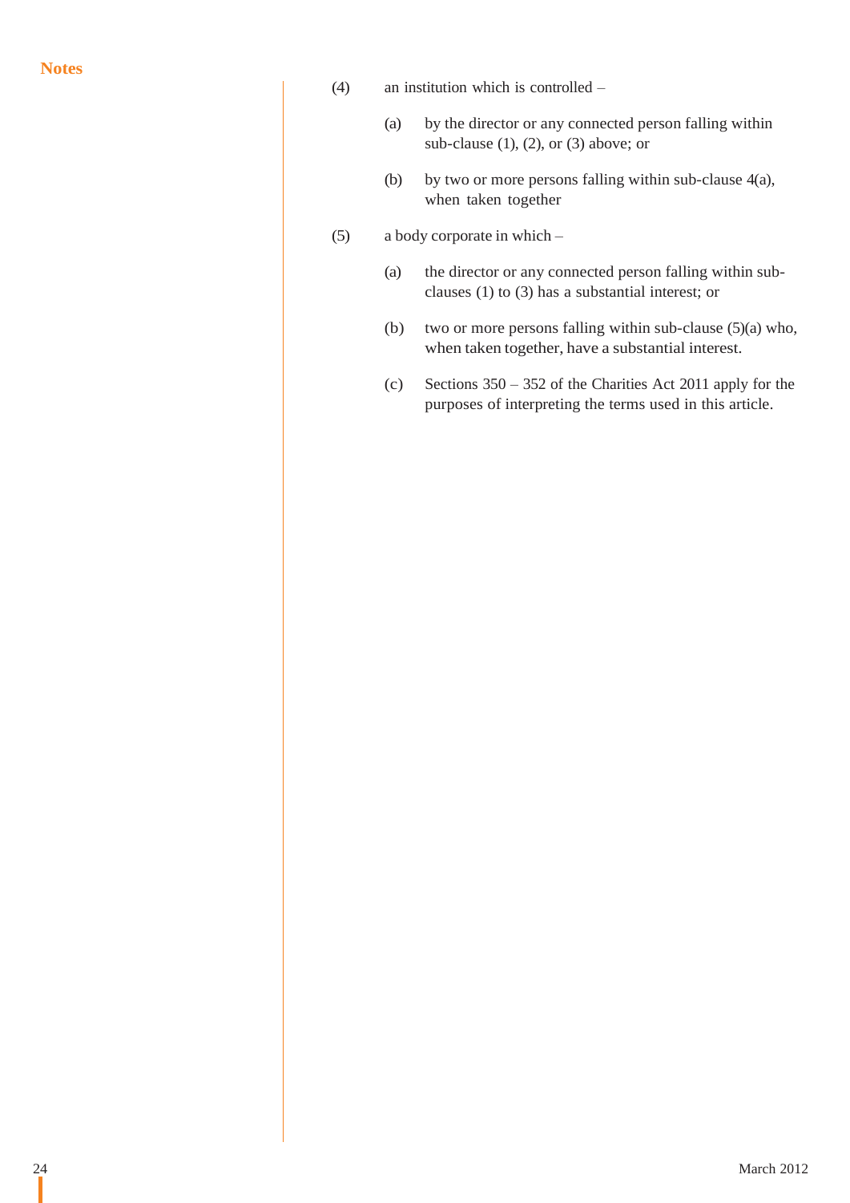**Notes**

(4) an institution which is controlled –

(a) by the director or any connected person falling within sub-clause (1), (2), or (3) above; or

(b) by two or more persons falling within sub-clause 4(a), when taken together

(5) a body corporate in which –

(a) the director or any connected person falling within sub-clauses (1) to (3) has a substantial interest; or

(b) two or more persons falling within sub-clause (5)(a) who, when taken together, have a substantial interest.

(c) Sections 350 – 352 of the Charities Act 2011 apply for the purposes of interpreting the terms used in this article.